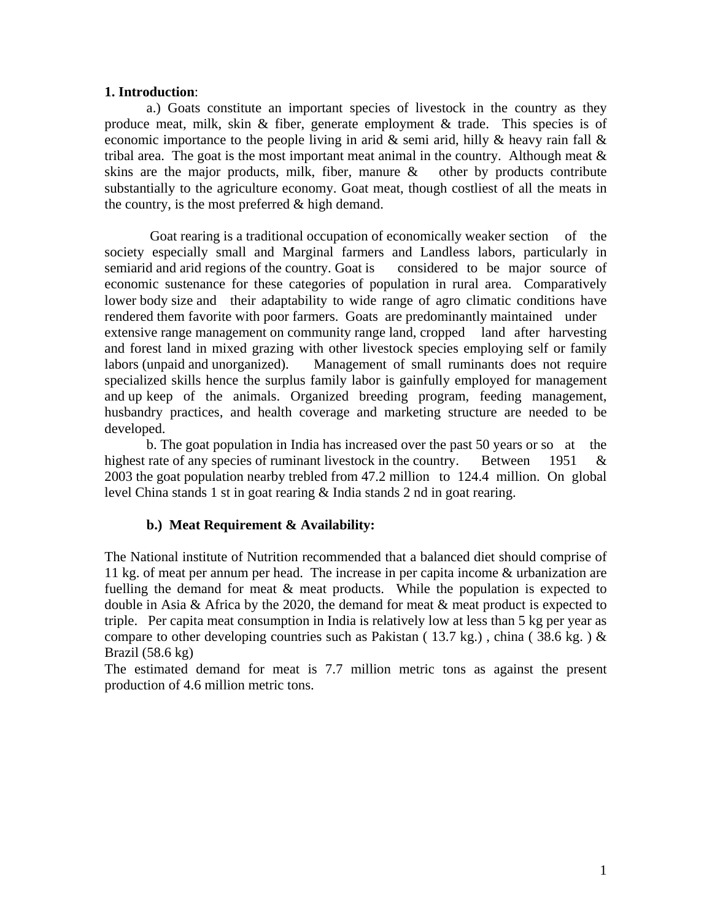**1. Introduction**:

a.) Goats constitute an important species of livestock in the country as they produce meat, milk, skin & fiber, generate employment & trade. This species is of economic importance to the people living in arid & semi arid, hilly & heavy rain fall & tribal area. The goat is the most important meat animal in the country. Although meat & skins are the major products, milk, fiber, manure & other by products contribute substantially to the agriculture economy. Goat meat, though costliest of all the meats in the country, is the most preferred & high demand.

Goat rearing is a traditional occupation of economically weaker section of the society especially small and Marginal farmers and Landless labors, particularly in semiarid and arid regions of the country. Goat is considered to be major source of economic sustenance for these categories of population in rural area. Comparatively lower body size and their adaptability to wide range of agro climatic conditions have rendered them favorite with poor farmers. Goats are predominantly maintained under extensive range management on community range land, cropped land after harvesting and forest land in mixed grazing with other livestock species employing self or family labors (unpaid and unorganized). Management of small ruminants does not require specialized skills hence the surplus family labor is gainfully employed for management and up keep of the animals. Organized breeding program, feeding management, husbandry practices, and health coverage and marketing structure are needed to be developed.

b. The goat population in India has increased over the past 50 years or so at the highest rate of any species of ruminant livestock in the country. Between 1951 & 2003 the goat population nearby trebled from 47.2 million to 124.4 million. On global level China stands 1 st in goat rearing & India stands 2 nd in goat rearing.

**b.) Meat Requirement & Availability:**

The National institute of Nutrition recommended that a balanced diet should comprise of 11 kg. of meat per annum per head. The increase in per capita income & urbanization are fuelling the demand for meat & meat products. While the population is expected to double in Asia & Africa by the 2020, the demand for meat & meat product is expected to triple. Per capita meat consumption in India is relatively low at less than 5 kg per year as compare to other developing countries such as Pakistan ( 13.7 kg.) , china ( 38.6 kg. ) & Brazil (58.6 kg)

The estimated demand for meat is 7.7 million metric tons as against the present production of 4.6 million metric tons.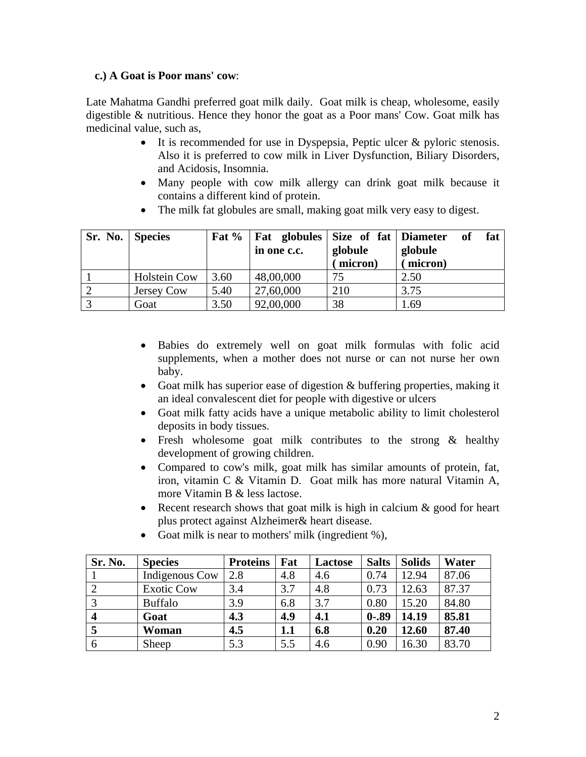**c.) A Goat is Poor mans' cow**:

Late Mahatma Gandhi preferred goat milk daily. Goat milk is cheap, wholesome, easily digestible & nutritious. Hence they honor the goat as a Poor mans' Cow. Goat milk has medicinal value, such as,

- It is recommended for use in Dyspepsia, Peptic ulcer & pyloric stenosis. Also it is preferred to cow milk in Liver Dysfunction, Biliary Disorders, and Acidosis, Insomnia.
- Many people with cow milk allergy can drink goat milk because it contains a different kind of protein.
- The milk fat globules are small, making goat milk very easy to digest.

| Sr. No. | Species | Fat % | Fat globules in one c.c. | Size of fat globule ( micron) | Diameter of fat globule ( micron) |
|---|---|---|---|---|---|
| 1 | Holstein Cow | 3.60 | 48,00,000 | 75 | 2.50 |
| 2 | Jersey Cow | 5.40 | 27,60,000 | 210 | 3.75 |
| 3 | Goat | 3.50 | 92,00,000 | 38 | 1.69 |

- Babies do extremely well on goat milk formulas with folic acid supplements, when a mother does not nurse or can not nurse her own baby.
- Goat milk has superior ease of digestion & buffering properties, making it an ideal convalescent diet for people with digestive or ulcers
- Goat milk fatty acids have a unique metabolic ability to limit cholesterol deposits in body tissues.
- Fresh wholesome goat milk contributes to the strong & healthy development of growing children.
- Compared to cow's milk, goat milk has similar amounts of protein, fat, iron, vitamin C & Vitamin D. Goat milk has more natural Vitamin A, more Vitamin B & less lactose.
- Recent research shows that goat milk is high in calcium & good for heart plus protect against Alzheimer& heart disease.
- Goat milk is near to mothers' milk (ingredient %),

| Sr. No. | Species | Proteins | Fat | Lactose | Salts | Solids | Water |
|---|---|---|---|---|---|---|---|
| 1 | Indigenous Cow | 2.8 | 4.8 | 4.6 | 0.74 | 12.94 | 87.06 |
| 2 | Exotic Cow | 3.4 | 3.7 | 4.8 | 0.73 | 12.63 | 87.37 |
| 3 | Buffalo | 3.9 | 6.8 | 3.7 | 0.80 | 15.20 | 84.80 |
| **4** | **Goat** | **4.3** | **4.9** | **4.1** | **0-.89** | **14.19** | **85.81** |
| **5** | **Woman** | **4.5** | **1.1** | **6.8** | **0.20** | **12.60** | **87.40** |
| 6 | Sheep | 5.3 | 5.5 | 4.6 | 0.90 | 16.30 | 83.70 |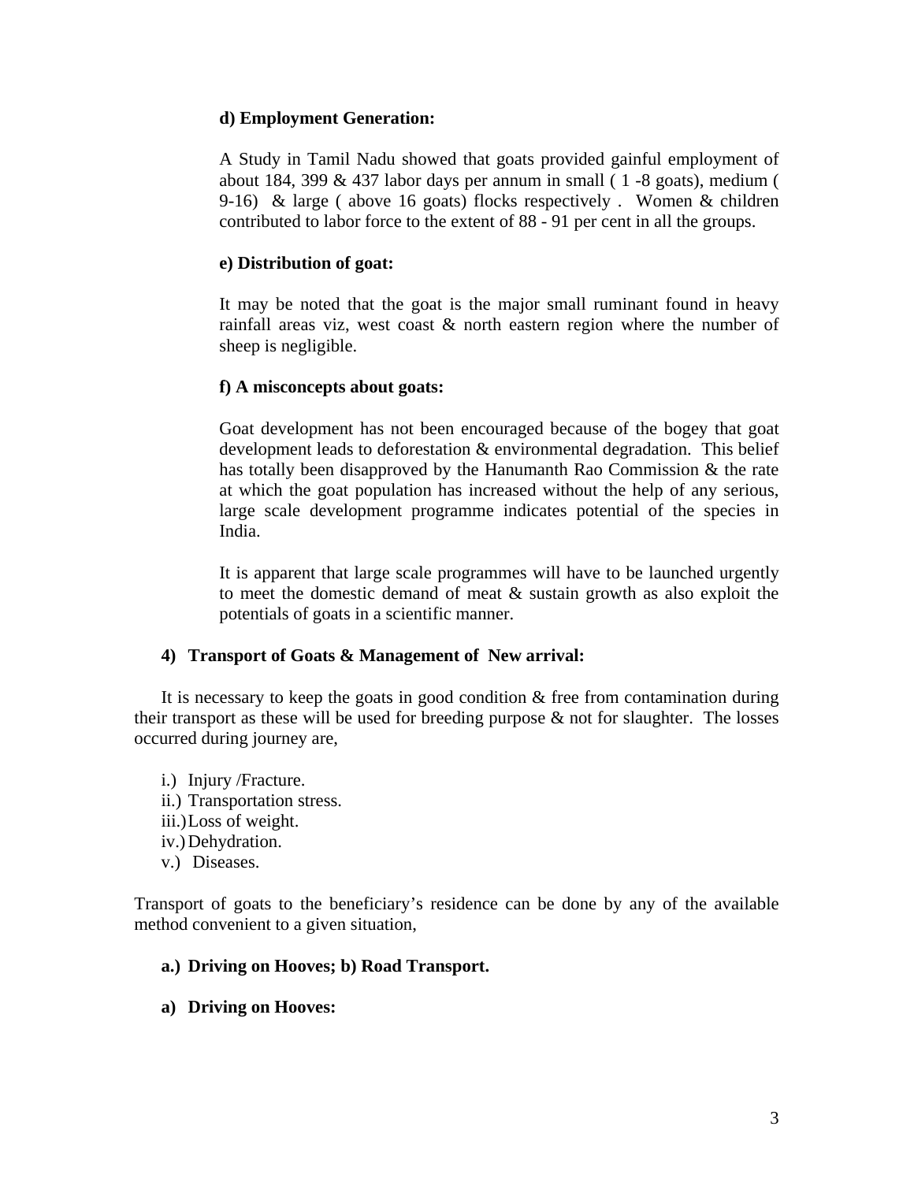#### d) Employment Generation:

A Study in Tamil Nadu showed that goats provided gainful employment of about 184, 399 & 437 labor days per annum in small ( 1 -8 goats), medium ( 9-16) & large ( above 16 goats) flocks respectively . Women & children contributed to labor force to the extent of 88 - 91 per cent in all the groups.

#### e) Distribution of goat:

It may be noted that the goat is the major small ruminant found in heavy rainfall areas viz, west coast & north eastern region where the number of sheep is negligible.

#### f) A misconcepts about goats:

Goat development has not been encouraged because of the bogey that goat development leads to deforestation & environmental degradation. This belief has totally been disapproved by the Hanumanth Rao Commission & the rate at which the goat population has increased without the help of any serious, large scale development programme indicates potential of the species in India.

It is apparent that large scale programmes will have to be launched urgently to meet the domestic demand of meat & sustain growth as also exploit the potentials of goats in a scientific manner.

### 4) Transport of Goats & Management of New arrival:

It is necessary to keep the goats in good condition & free from contamination during their transport as these will be used for breeding purpose & not for slaughter. The losses occurred during journey are,

- i.) Injury /Fracture.
- ii.) Transportation stress.
- iii.) Loss of weight.
- iv.) Dehydration.
- v.) Diseases.

Transport of goats to the beneficiary's residence can be done by any of the available method convenient to a given situation,

**a.) Driving on Hooves; b) Road Transport.**

#### a) Driving on Hooves: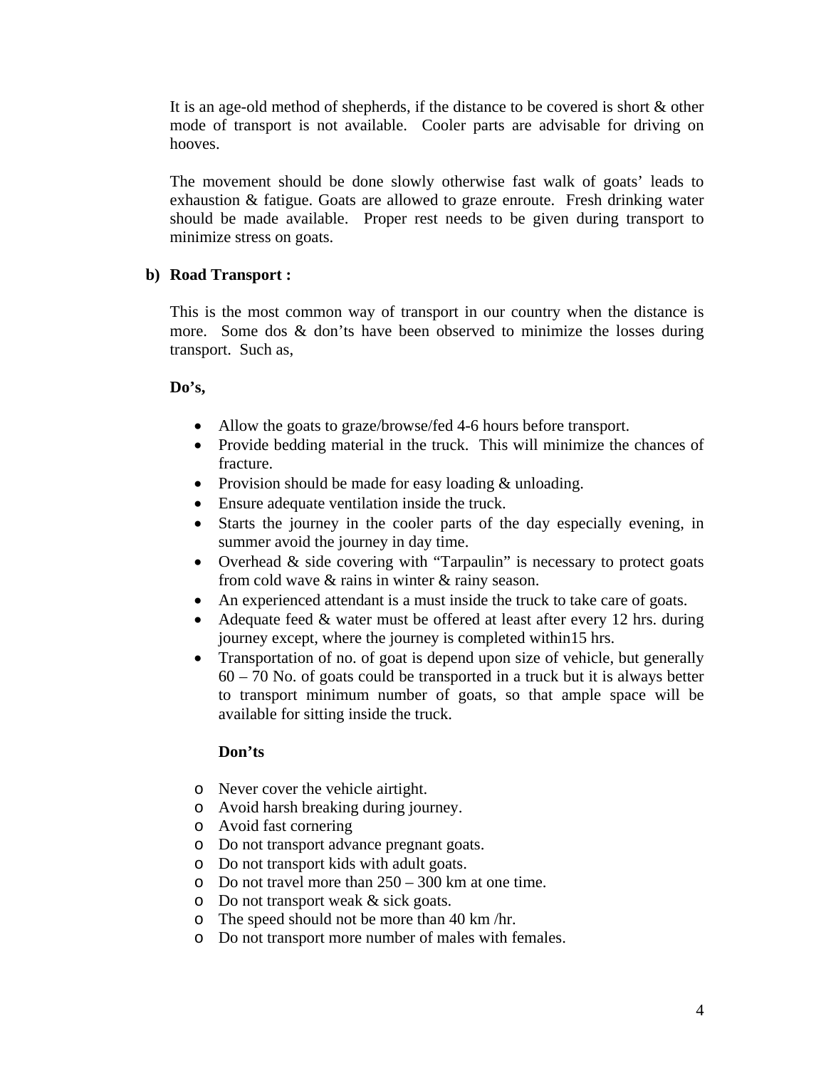It is an age-old method of shepherds, if the distance to be covered is short & other mode of transport is not available. Cooler parts are advisable for driving on hooves.

The movement should be done slowly otherwise fast walk of goats' leads to exhaustion & fatigue. Goats are allowed to graze enroute. Fresh drinking water should be made available. Proper rest needs to be given during transport to minimize stress on goats.

**b) Road Transport :**

This is the most common way of transport in our country when the distance is more. Some dos & don'ts have been observed to minimize the losses during transport. Such as,

**Do's,**

- Allow the goats to graze/browse/fed 4-6 hours before transport.
- Provide bedding material in the truck. This will minimize the chances of fracture.
- Provision should be made for easy loading & unloading.
- Ensure adequate ventilation inside the truck.
- Starts the journey in the cooler parts of the day especially evening, in summer avoid the journey in day time.
- Overhead & side covering with "Tarpaulin" is necessary to protect goats from cold wave & rains in winter & rainy season.
- An experienced attendant is a must inside the truck to take care of goats.
- Adequate feed & water must be offered at least after every 12 hrs. during journey except, where the journey is completed within15 hrs.
- Transportation of no. of goat is depend upon size of vehicle, but generally 60 – 70 No. of goats could be transported in a truck but it is always better to transport minimum number of goats, so that ample space will be available for sitting inside the truck.

**Don'ts**

- Never cover the vehicle airtight.
- Avoid harsh breaking during journey.
- Avoid fast cornering
- Do not transport advance pregnant goats.
- Do not transport kids with adult goats.
- Do not travel more than 250 – 300 km at one time.
- Do not transport weak & sick goats.
- The speed should not be more than 40 km /hr.
- Do not transport more number of males with females.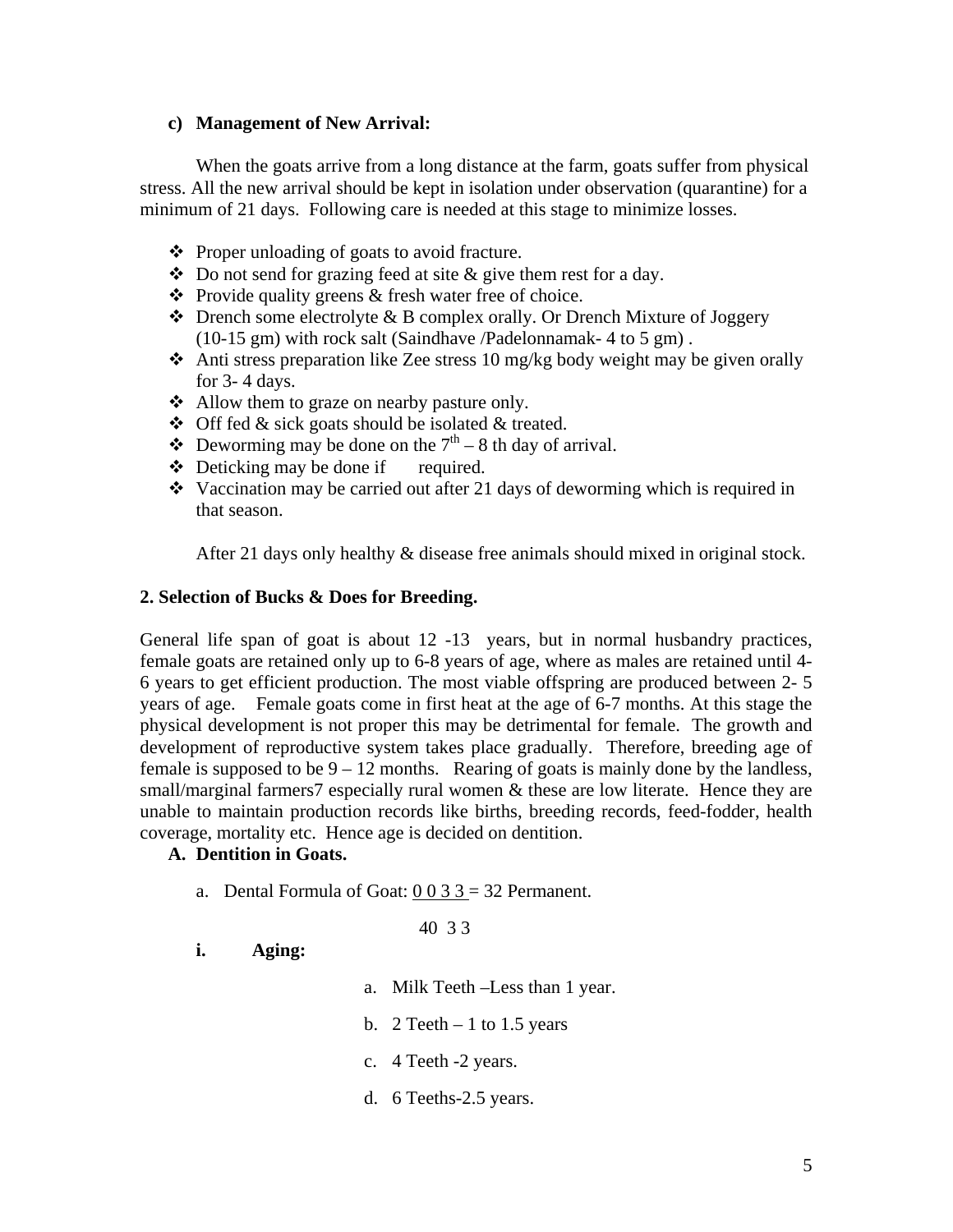**c) Management of New Arrival:**

When the goats arrive from a long distance at the farm, goats suffer from physical stress. All the new arrival should be kept in isolation under observation (quarantine) for a minimum of 21 days. Following care is needed at this stage to minimize losses.

- Proper unloading of goats to avoid fracture.
- Do not send for grazing feed at site & give them rest for a day.
- Provide quality greens & fresh water free of choice.
- Drench some electrolyte & B complex orally. Or Drench Mixture of Joggery (10-15 gm) with rock salt (Saindhave /Padelonnamak- 4 to 5 gm) .
- Anti stress preparation like Zee stress 10 mg/kg body weight may be given orally for 3- 4 days.
- Allow them to graze on nearby pasture only.
- Off fed & sick goats should be isolated & treated.
- Deworming may be done on the 7th – 8 th day of arrival.
- Deticking may be done if required.
- Vaccination may be carried out after 21 days of deworming which is required in that season.

After 21 days only healthy & disease free animals should mixed in original stock.

**2. Selection of Bucks & Does for Breeding.**

General life span of goat is about 12 -13 years, but in normal husbandry practices, female goats are retained only up to 6-8 years of age, where as males are retained until 4-6 years to get efficient production. The most viable offspring are produced between 2- 5 years of age. Female goats come in first heat at the age of 6-7 months. At this stage the physical development is not proper this may be detrimental for female. The growth and development of reproductive system takes place gradually. Therefore, breeding age of female is supposed to be 9 – 12 months. Rearing of goats is mainly done by the landless, small/marginal farmers7 especially rural women & these are low literate. Hence they are unable to maintain production records like births, breeding records, feed-fodder, health coverage, mortality etc. Hence age is decided on dentition.

**A. Dentition in Goats.**

a. Dental Formula of Goat: $\frac{0\ 0\ 3\ 3}{4\ 0\ 3\ 3}$ = 32 Permanent.

**i. Aging:**

a. Milk Teeth –Less than 1 year.

b. 2 Teeth – 1 to 1.5 years

c. 4 Teeth -2 years.

d. 6 Teeths-2.5 years.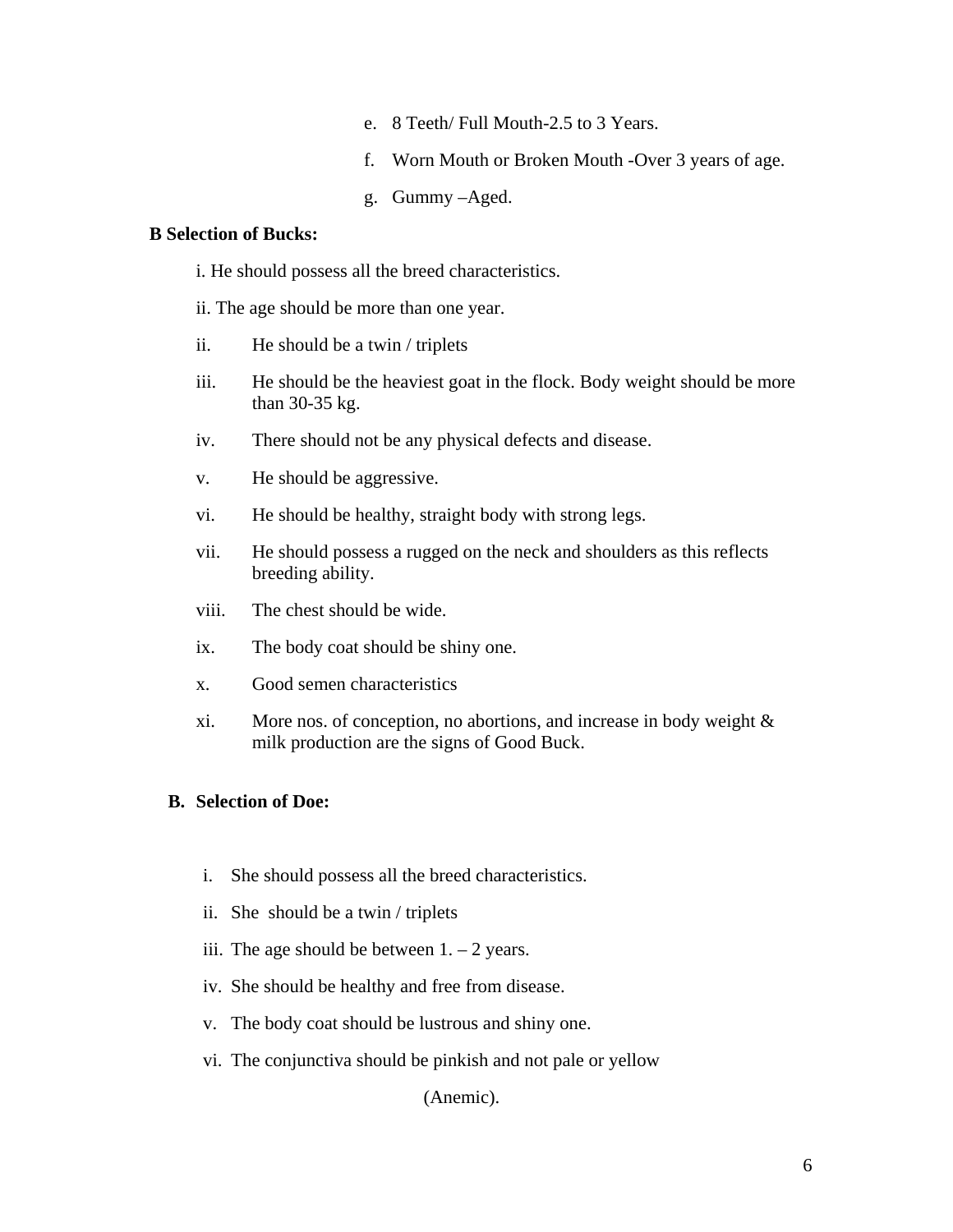e. 8 Teeth/ Full Mouth-2.5 to 3 Years.

f. Worn Mouth or Broken Mouth -Over 3 years of age.

g. Gummy –Aged.

**B Selection of Bucks:**

i. He should possess all the breed characteristics.

ii. The age should be more than one year.

ii. He should be a twin / triplets

iii. He should be the heaviest goat in the flock. Body weight should be more than 30-35 kg.

iv. There should not be any physical defects and disease.

v. He should be aggressive.

vi. He should be healthy, straight body with strong legs.

vii. He should possess a rugged on the neck and shoulders as this reflects breeding ability.

viii. The chest should be wide.

ix. The body coat should be shiny one.

x. Good semen characteristics

xi. More nos. of conception, no abortions, and increase in body weight & milk production are the signs of Good Buck.

**B. Selection of Doe:**

i. She should possess all the breed characteristics.

ii. She should be a twin / triplets

iii. The age should be between 1. – 2 years.

iv. She should be healthy and free from disease.

v. The body coat should be lustrous and shiny one.

vi. The conjunctiva should be pinkish and not pale or yellow (Anemic).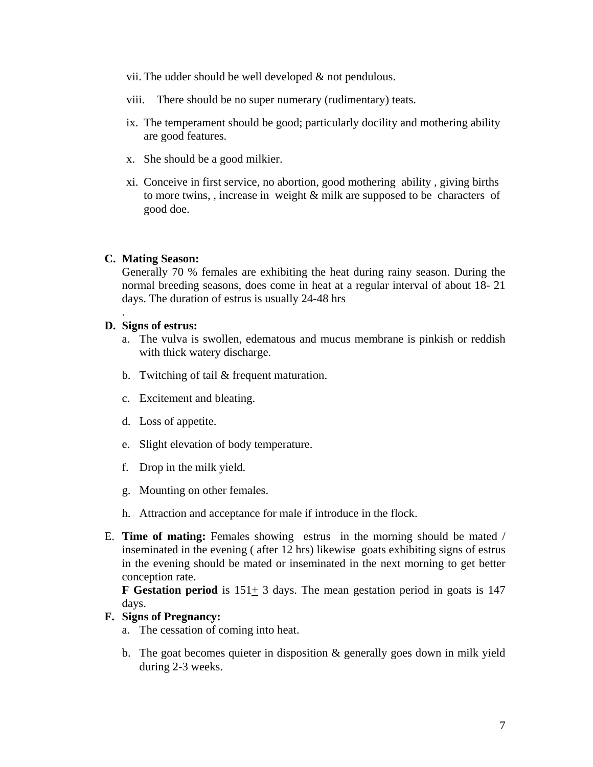vii. The udder should be well developed & not pendulous.

viii. There should be no super numerary (rudimentary) teats.

ix. The temperament should be good; particularly docility and mothering ability are good features.

x. She should be a good milkier.

xi. Conceive in first service, no abortion, good mothering ability , giving births to more twins, , increase in weight & milk are supposed to be characters of good doe.

**C. Mating Season:**

Generally 70 % females are exhibiting the heat during rainy season. During the normal breeding seasons, does come in heat at a regular interval of about 18- 21 days. The duration of estrus is usually 24-48 hrs

.

**D. Signs of estrus:**

a. The vulva is swollen, edematous and mucus membrane is pinkish or reddish with thick watery discharge.

b. Twitching of tail & frequent maturation.

c. Excitement and bleating.

d. Loss of appetite.

e. Slight elevation of body temperature.

f. Drop in the milk yield.

g. Mounting on other females.

h. Attraction and acceptance for male if introduce in the flock.

E. **Time of mating:** Females showing estrus in the morning should be mated / inseminated in the evening ( after 12 hrs) likewise goats exhibiting signs of estrus in the evening should be mated or inseminated in the next morning to get better conception rate.

**F Gestation period** is 151± 3 days. The mean gestation period in goats is 147 days.

**F. Signs of Pregnancy:**

a. The cessation of coming into heat.

b. The goat becomes quieter in disposition & generally goes down in milk yield during 2-3 weeks.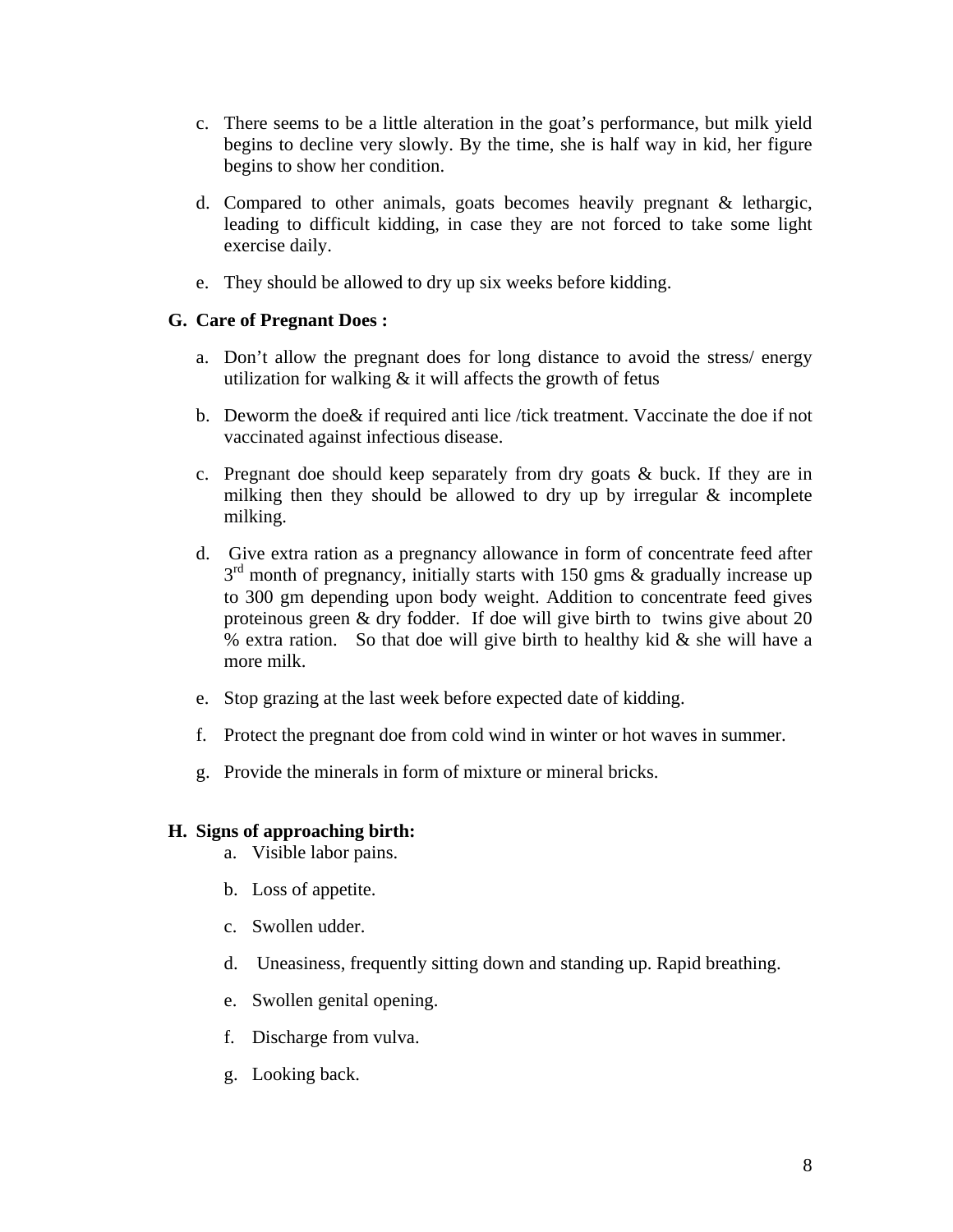c. There seems to be a little alteration in the goat's performance, but milk yield begins to decline very slowly. By the time, she is half way in kid, her figure begins to show her condition.

d. Compared to other animals, goats becomes heavily pregnant & lethargic, leading to difficult kidding, in case they are not forced to take some light exercise daily.

e. They should be allowed to dry up six weeks before kidding.

## G. Care of Pregnant Does :

a. Don't allow the pregnant does for long distance to avoid the stress/ energy utilization for walking & it will affects the growth of fetus

b. Deworm the doe& if required anti lice /tick treatment. Vaccinate the doe if not vaccinated against infectious disease.

c. Pregnant doe should keep separately from dry goats & buck. If they are in milking then they should be allowed to dry up by irregular & incomplete milking.

d. Give extra ration as a pregnancy allowance in form of concentrate feed after 3rd month of pregnancy, initially starts with 150 gms & gradually increase up to 300 gm depending upon body weight. Addition to concentrate feed gives proteinous green & dry fodder. If doe will give birth to twins give about 20 % extra ration. So that doe will give birth to healthy kid & she will have a more milk.

e. Stop grazing at the last week before expected date of kidding.

f. Protect the pregnant doe from cold wind in winter or hot waves in summer.

g. Provide the minerals in form of mixture or mineral bricks.

## H. Signs of approaching birth:

a. Visible labor pains.

b. Loss of appetite.

c. Swollen udder.

d. Uneasiness, frequently sitting down and standing up. Rapid breathing.

e. Swollen genital opening.

f. Discharge from vulva.

g. Looking back.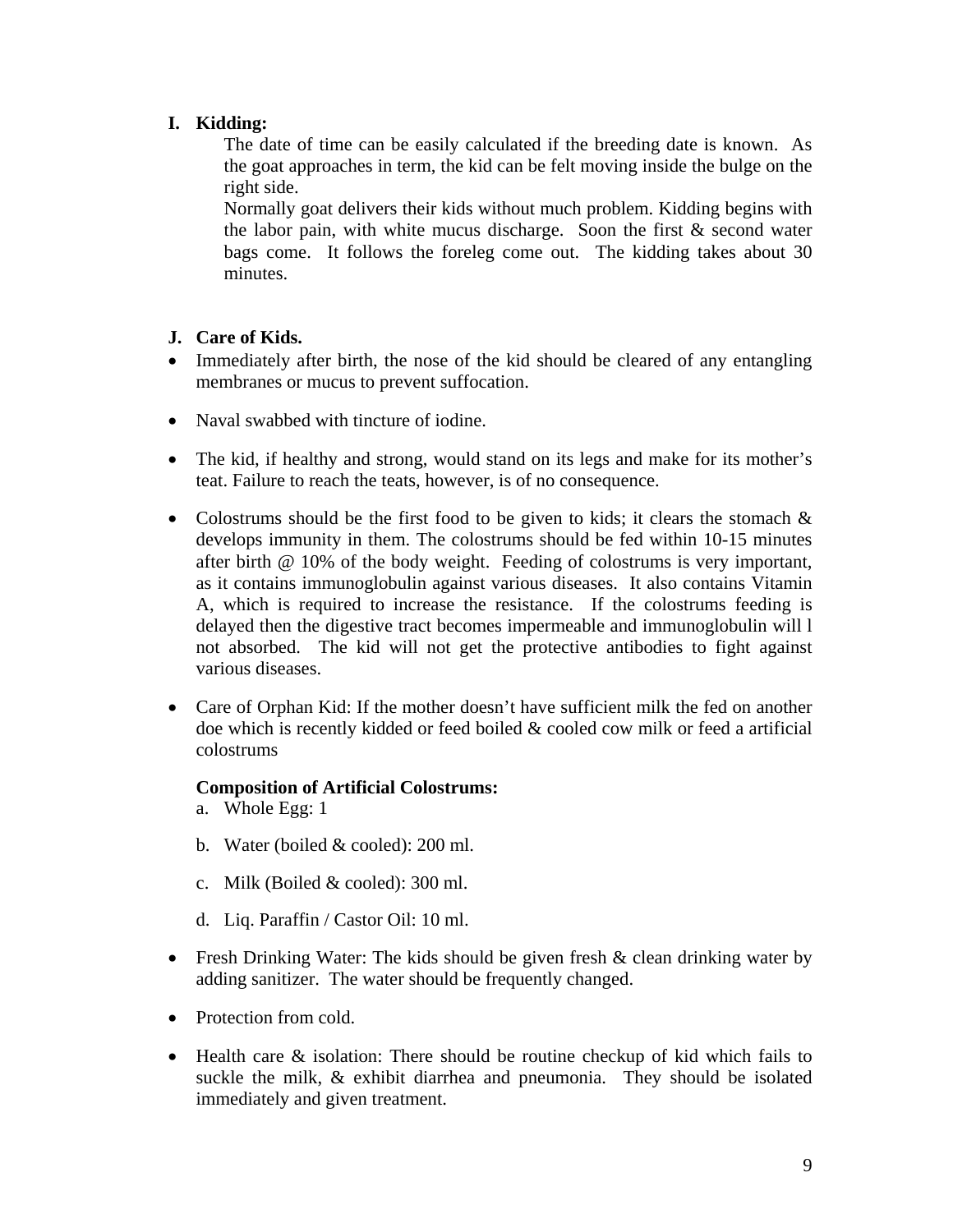**I. Kidding:**

The date of time can be easily calculated if the breeding date is known. As the goat approaches in term, the kid can be felt moving inside the bulge on the right side.

Normally goat delivers their kids without much problem. Kidding begins with the labor pain, with white mucus discharge. Soon the first & second water bags come. It follows the foreleg come out. The kidding takes about 30 minutes.

**J. Care of Kids.**

- Immediately after birth, the nose of the kid should be cleared of any entangling membranes or mucus to prevent suffocation.
- Naval swabbed with tincture of iodine.
- The kid, if healthy and strong, would stand on its legs and make for its mother's teat. Failure to reach the teats, however, is of no consequence.
- Colostrums should be the first food to be given to kids; it clears the stomach & develops immunity in them. The colostrums should be fed within 10-15 minutes after birth @ 10% of the body weight. Feeding of colostrums is very important, as it contains immunoglobulin against various diseases. It also contains Vitamin A, which is required to increase the resistance. If the colostrums feeding is delayed then the digestive tract becomes impermeable and immunoglobulin will l not absorbed. The kid will not get the protective antibodies to fight against various diseases.
- Care of Orphan Kid: If the mother doesn't have sufficient milk the fed on another doe which is recently kidded or feed boiled & cooled cow milk or feed a artificial colostrums

  **Composition of Artificial Colostrums:**

  a. Whole Egg: 1
  b. Water (boiled & cooled): 200 ml.
  c. Milk (Boiled & cooled): 300 ml.
  d. Liq. Paraffin / Castor Oil: 10 ml.

- Fresh Drinking Water: The kids should be given fresh & clean drinking water by adding sanitizer. The water should be frequently changed.
- Protection from cold.
- Health care & isolation: There should be routine checkup of kid which fails to suckle the milk, & exhibit diarrhea and pneumonia. They should be isolated immediately and given treatment.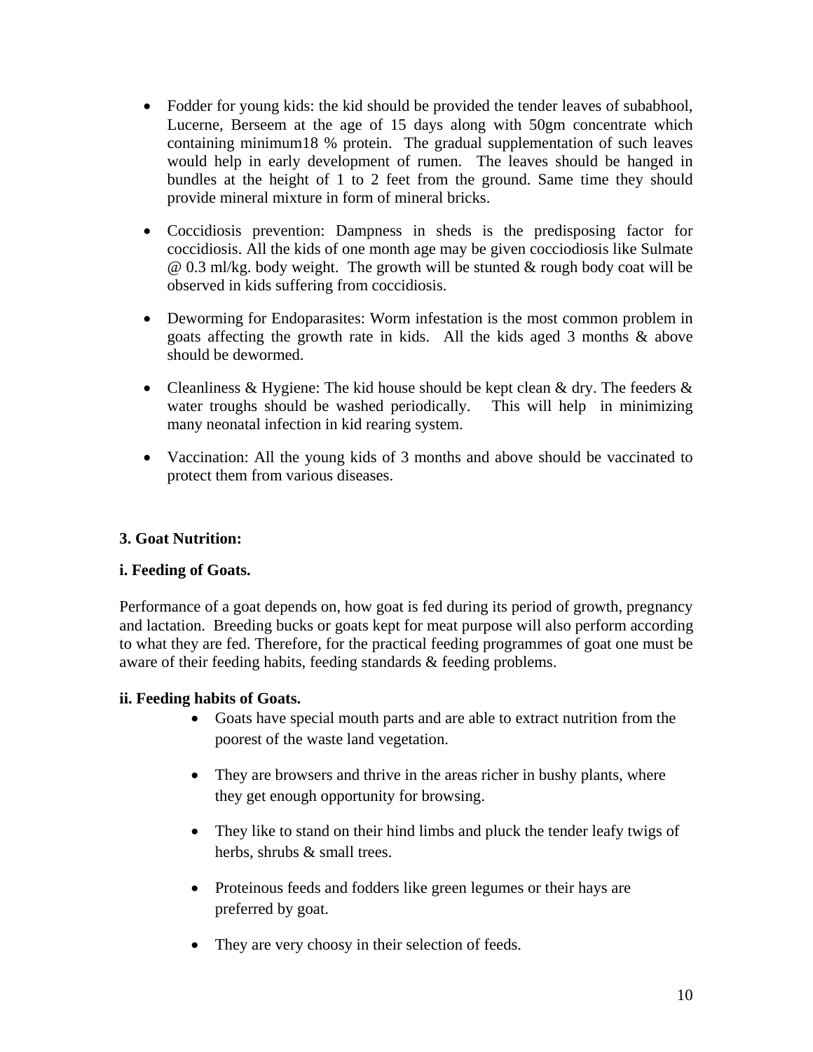- Fodder for young kids: the kid should be provided the tender leaves of subabhool, Lucerne, Berseem at the age of 15 days along with 50gm concentrate which containing minimum18 % protein. The gradual supplementation of such leaves would help in early development of rumen. The leaves should be hanged in bundles at the height of 1 to 2 feet from the ground. Same time they should provide mineral mixture in form of mineral bricks.

- Coccidiosis prevention: Dampness in sheds is the predisposing factor for coccidiosis. All the kids of one month age may be given cocciodiosis like Sulmate @ 0.3 ml/kg. body weight. The growth will be stunted & rough body coat will be observed in kids suffering from coccidiosis.

- Deworming for Endoparasites: Worm infestation is the most common problem in goats affecting the growth rate in kids. All the kids aged 3 months & above should be dewormed.

- Cleanliness & Hygiene: The kid house should be kept clean & dry. The feeders & water troughs should be washed periodically. This will help in minimizing many neonatal infection in kid rearing system.

- Vaccination: All the young kids of 3 months and above should be vaccinated to protect them from various diseases.

## 3. Goat Nutrition:

### i. Feeding of Goats.

Performance of a goat depends on, how goat is fed during its period of growth, pregnancy and lactation. Breeding bucks or goats kept for meat purpose will also perform according to what they are fed. Therefore, for the practical feeding programmes of goat one must be aware of their feeding habits, feeding standards & feeding problems.

### ii. Feeding habits of Goats.

- Goats have special mouth parts and are able to extract nutrition from the poorest of the waste land vegetation.

- They are browsers and thrive in the areas richer in bushy plants, where they get enough opportunity for browsing.

- They like to stand on their hind limbs and pluck the tender leafy twigs of herbs, shrubs & small trees.

- Proteinous feeds and fodders like green legumes or their hays are preferred by goat.

- They are very choosy in their selection of feeds.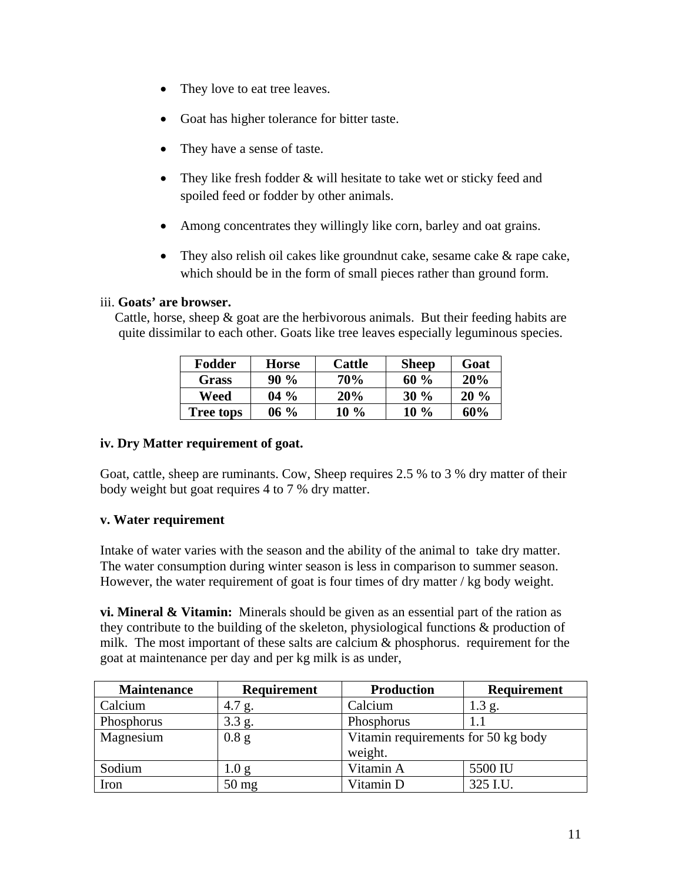- They love to eat tree leaves.
- Goat has higher tolerance for bitter taste.
- They have a sense of taste.
- They like fresh fodder & will hesitate to take wet or sticky feed and spoiled feed or fodder by other animals.
- Among concentrates they willingly like corn, barley and oat grains.
- They also relish oil cakes like groundnut cake, sesame cake & rape cake, which should be in the form of small pieces rather than ground form.

iii. **Goats' are browser.**

Cattle, horse, sheep & goat are the herbivorous animals. But their feeding habits are quite dissimilar to each other. Goats like tree leaves especially leguminous species.

| Fodder | Horse | Cattle | Sheep | Goat |
|---|---|---|---|---|
| **Grass** | **90 %** | **70%** | **60 %** | **20%** |
| **Weed** | **04 %** | **20%** | **30 %** | **20 %** |
| **Tree tops** | **06 %** | **10 %** | **10 %** | **60%** |

**iv. Dry Matter requirement of goat.**

Goat, cattle, sheep are ruminants. Cow, Sheep requires 2.5 % to 3 % dry matter of their body weight but goat requires 4 to 7 % dry matter.

**v. Water requirement**

Intake of water varies with the season and the ability of the animal to take dry matter. The water consumption during winter season is less in comparison to summer season. However, the water requirement of goat is four times of dry matter / kg body weight.

**vi. Mineral & Vitamin:** Minerals should be given as an essential part of the ration as they contribute to the building of the skeleton, physiological functions & production of milk. The most important of these salts are calcium & phosphorus. requirement for the goat at maintenance per day and per kg milk is as under,

| Maintenance | Requirement | Production | Requirement |
|---|---|---|---|
| Calcium | 4.7 g. | Calcium | 1.3 g. |
| Phosphorus | 3.3 g. | Phosphorus | 1.1 |
| Magnesium | 0.8 g | Vitamin requirements for 50 kg body weight. | |
| Sodium | 1.0 g | Vitamin A | 5500 IU |
| Iron | 50 mg | Vitamin D | 325 I.U. |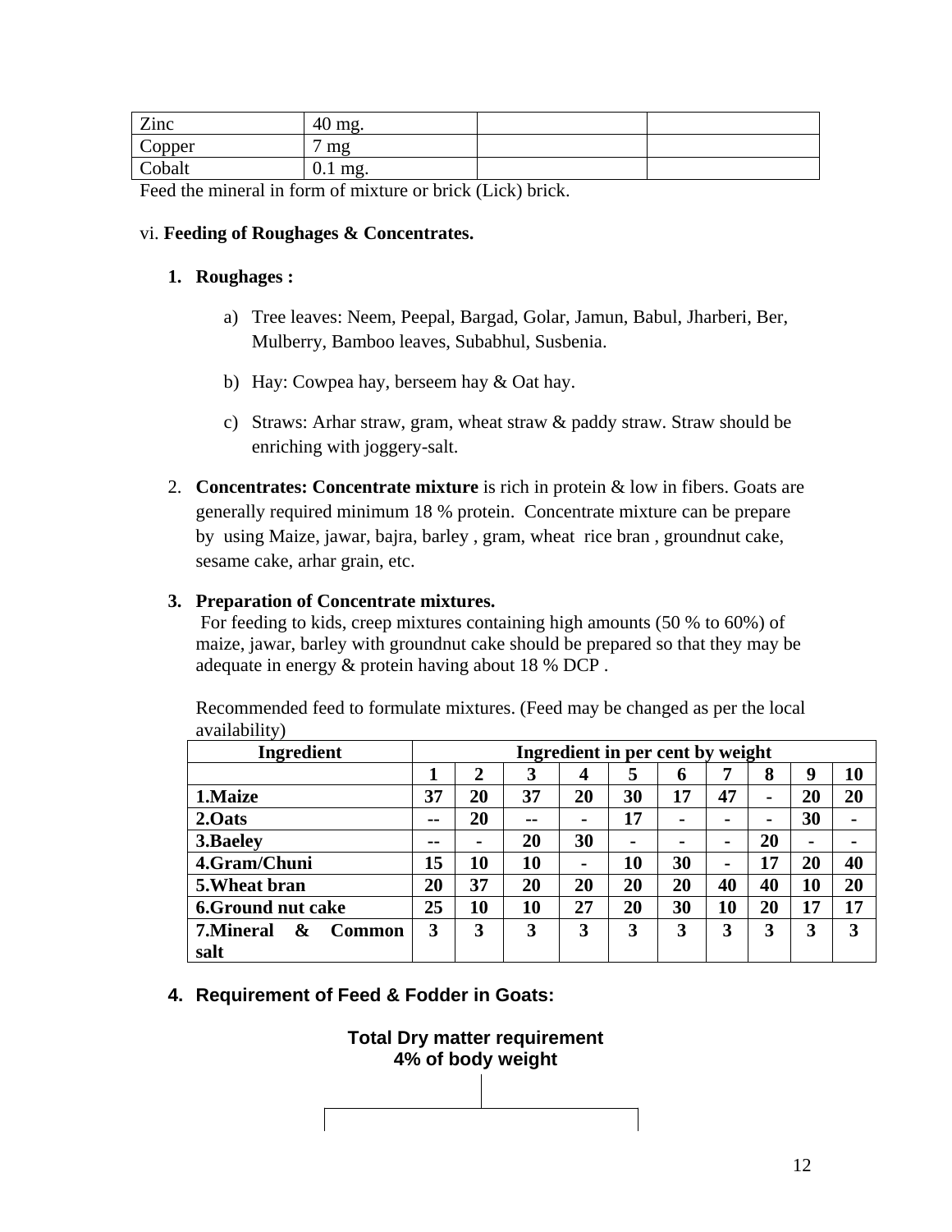| Zinc | 40 mg. | | |
|---|---|---|---|
| Copper | 7 mg | | |
| Cobalt | 0.1 mg. | | |

Feed the mineral in form of mixture or brick (Lick) brick.

vi. **Feeding of Roughages & Concentrates.**

1. **Roughages :**

   a) Tree leaves: Neem, Peepal, Bargad, Golar, Jamun, Babul, Jharberi, Ber, Mulberry, Bamboo leaves, Subabhul, Susbenia.

   b) Hay: Cowpea hay, berseem hay & Oat hay.

   c) Straws: Arhar straw, gram, wheat straw & paddy straw. Straw should be enriching with joggery-salt.

2. **Concentrates: Concentrate mixture** is rich in protein & low in fibers. Goats are generally required minimum 18 % protein. Concentrate mixture can be prepare by using Maize, jawar, bajra, barley , gram, wheat rice bran , groundnut cake, sesame cake, arhar grain, etc.

3. **Preparation of Concentrate mixtures.**
   For feeding to kids, creep mixtures containing high amounts (50 % to 60%) of maize, jawar, barley with groundnut cake should be prepared so that they may be adequate in energy & protein having about 18 % DCP .

   Recommended feed to formulate mixtures. (Feed may be changed as per the local availability)

| **Ingredient** | **Ingredient in per cent by weight** | | | | | | | | | |
|---|---|---|---|---|---|---|---|---|---|---|
| | **1** | **2** | **3** | **4** | **5** | **6** | **7** | **8** | **9** | **10** |
| **1.Maize** | **37** | **20** | **37** | **20** | **30** | **17** | **47** | **-** | **20** | **20** |
| **2.Oats** | **--** | **20** | **--** | **-** | **17** | **-** | **-** | **-** | **30** | **-** |
| **3.Baeley** | **--** | **-** | **20** | **30** | **-** | **-** | **-** | **20** | **-** | **-** |
| **4.Gram/Chuni** | **15** | **10** | **10** | **-** | **10** | **30** | **-** | **17** | **20** | **40** |
| **5.Wheat bran** | **20** | **37** | **20** | **20** | **20** | **20** | **40** | **40** | **10** | **20** |
| **6.Ground nut cake** | **25** | **10** | **10** | **27** | **20** | **30** | **10** | **20** | **17** | **17** |
| **7.Mineral & Common salt** | **3** | **3** | **3** | **3** | **3** | **3** | **3** | **3** | **3** | **3** |

4. **Requirement of Feed & Fodder in Goats:**

**Total Dry matter requirement**
**4% of body weight**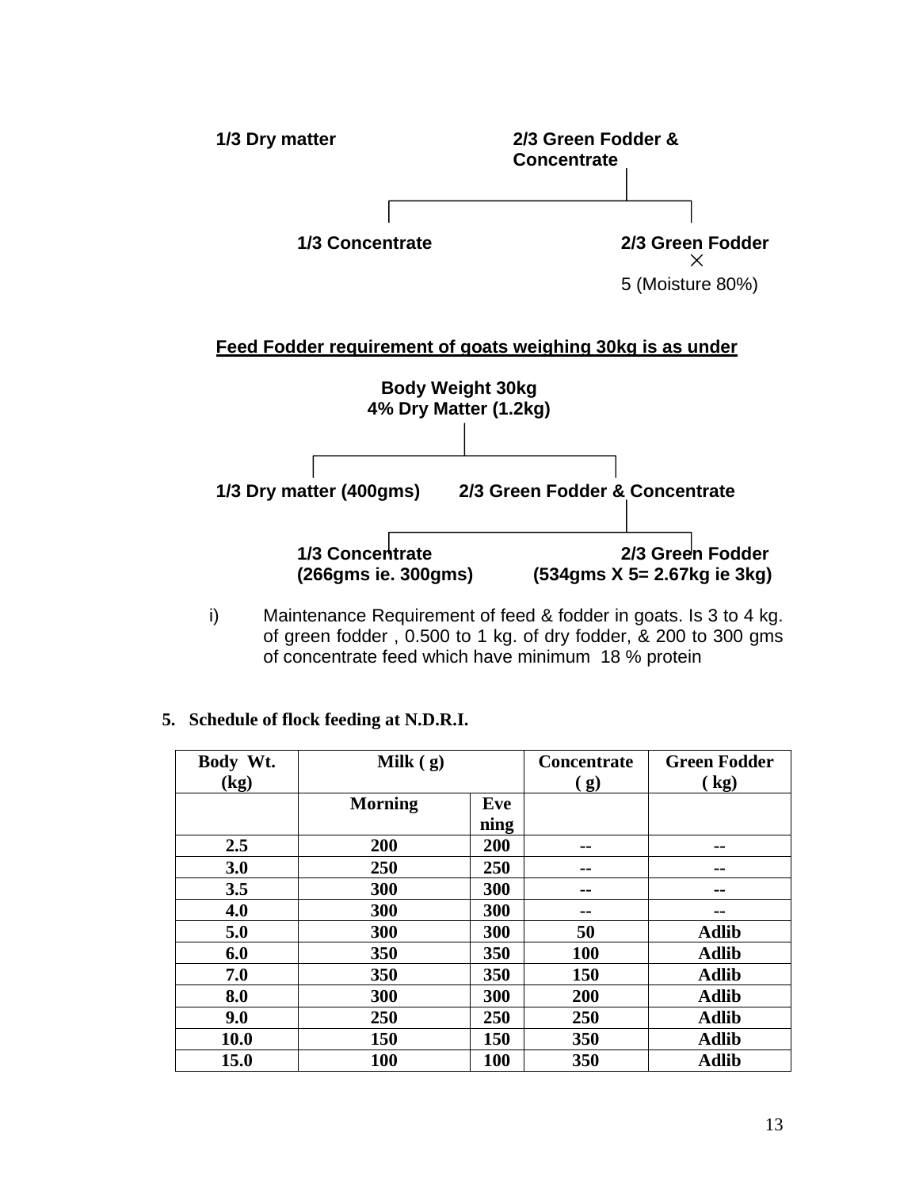1/3 Dry matter — 2/3 Green Fodder & Concentrate

2/3 Green Fodder & Concentrate
- 1/3 Concentrate
- 2/3 Green Fodder × 5 (Moisture 80%)

**Feed Fodder requirement of goats weighing 30kg is as under**

**Body Weight 30kg**
**4% Dry Matter (1.2kg)**

- **1/3 Dry matter (400gms)**
- **2/3 Green Fodder & Concentrate**
  - **1/3 Concentrate (266gms ie. 300gms)**
  - **2/3 Green Fodder (534gms X 5= 2.67kg ie 3kg)**

i) Maintenance Requirement of feed & fodder in goats. Is 3 to 4 kg. of green fodder , 0.500 to 1 kg. of dry fodder, & 200 to 300 gms of concentrate feed which have minimum 18 % protein

**5. Schedule of flock feeding at N.D.R.I.**

| Body Wt. (kg) | Milk ( g) | | Concentrate ( g) | Green Fodder ( kg) |
|---|---|---|---|---|
| | Morning | Evening | | |
| 2.5 | 200 | 200 | -- | -- |
| 3.0 | 250 | 250 | -- | -- |
| 3.5 | 300 | 300 | -- | -- |
| 4.0 | 300 | 300 | -- | -- |
| 5.0 | 300 | 300 | 50 | Adlib |
| 6.0 | 350 | 350 | 100 | Adlib |
| 7.0 | 350 | 350 | 150 | Adlib |
| 8.0 | 300 | 300 | 200 | Adlib |
| 9.0 | 250 | 250 | 250 | Adlib |
| 10.0 | 150 | 150 | 350 | Adlib |
| 15.0 | 100 | 100 | 350 | Adlib |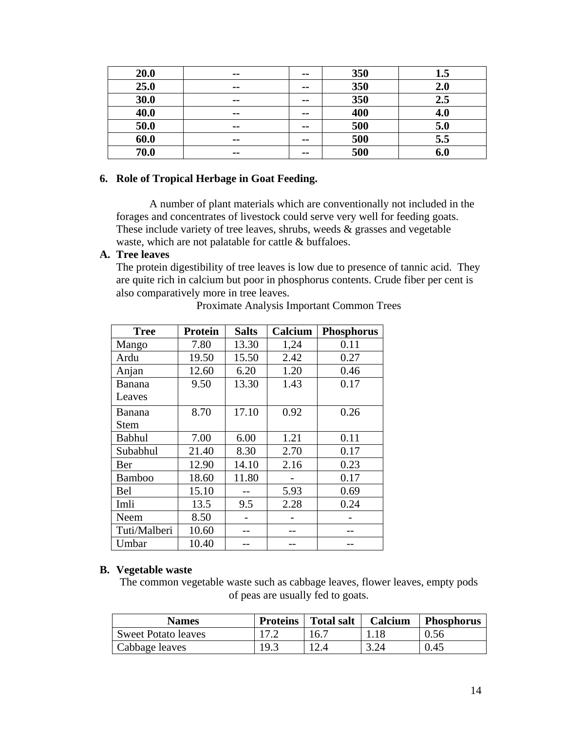| 20.0 | -- | -- | 350 | 1.5 |
|---|---|---|---|---|
| 25.0 | -- | -- | 350 | 2.0 |
| 30.0 | -- | -- | 350 | 2.5 |
| 40.0 | -- | -- | 400 | 4.0 |
| 50.0 | -- | -- | 500 | 5.0 |
| 60.0 | -- | -- | 500 | 5.5 |
| 70.0 | -- | -- | 500 | 6.0 |

## 6. Role of Tropical Herbage in Goat Feeding.

A number of plant materials which are conventionally not included in the forages and concentrates of livestock could serve very well for feeding goats. These include variety of tree leaves, shrubs, weeds & grasses and vegetable waste, which are not palatable for cattle & buffaloes.

### A. Tree leaves

The protein digestibility of tree leaves is low due to presence of tannic acid. They are quite rich in calcium but poor in phosphorus contents. Crude fiber per cent is also comparatively more in tree leaves.

Proximate Analysis Important Common Trees

| Tree | Protein | Salts | Calcium | Phosphorus |
|---|---|---|---|---|
| Mango | 7.80 | 13.30 | 1,24 | 0.11 |
| Ardu | 19.50 | 15.50 | 2.42 | 0.27 |
| Anjan | 12.60 | 6.20 | 1.20 | 0.46 |
| Banana Leaves | 9.50 | 13.30 | 1.43 | 0.17 |
| Banana Stem | 8.70 | 17.10 | 0.92 | 0.26 |
| Babhul | 7.00 | 6.00 | 1.21 | 0.11 |
| Subabhul | 21.40 | 8.30 | 2.70 | 0.17 |
| Ber | 12.90 | 14.10 | 2.16 | 0.23 |
| Bamboo | 18.60 | 11.80 | - | 0.17 |
| Bel | 15.10 | -- | 5.93 | 0.69 |
| Imli | 13.5 | 9.5 | 2.28 | 0.24 |
| Neem | 8.50 | - | - | - |
| Tuti/Malberi | 10.60 | -- | -- | -- |
| Umbar | 10.40 | -- | -- | -- |

### B. Vegetable waste

The common vegetable waste such as cabbage leaves, flower leaves, empty pods of peas are usually fed to goats.

| Names | Proteins | Total salt | Calcium | Phosphorus |
|---|---|---|---|---|
| Sweet Potato leaves | 17.2 | 16.7 | 1.18 | 0.56 |
| Cabbage leaves | 19.3 | 12.4 | 3.24 | 0.45 |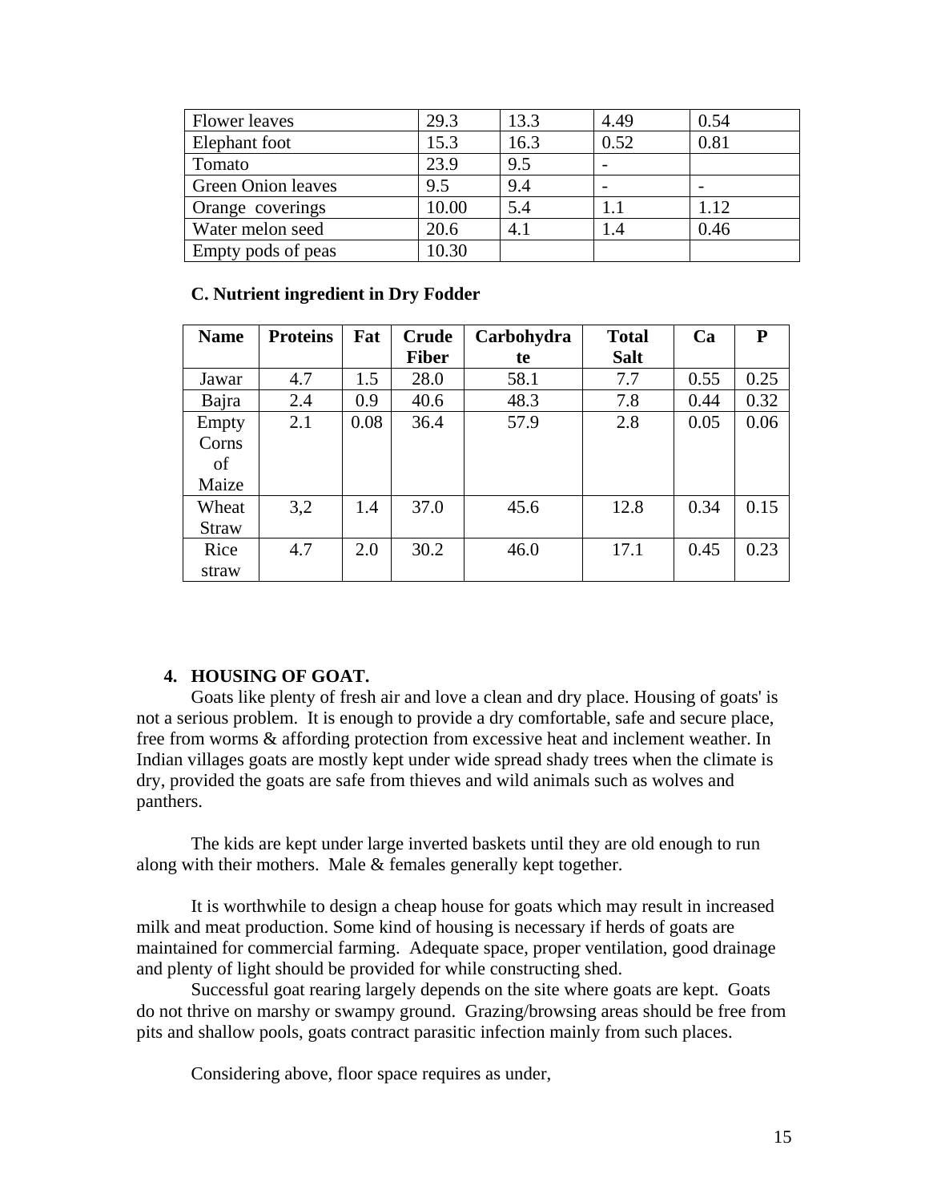| Flower leaves | 29.3 | 13.3 | 4.49 | 0.54 |
|---|---|---|---|---|
| Elephant foot | 15.3 | 16.3 | 0.52 | 0.81 |
| Tomato | 23.9 | 9.5 | - | |
| Green Onion leaves | 9.5 | 9.4 | - | - |
| Orange coverings | 10.00 | 5.4 | 1.1 | 1.12 |
| Water melon seed | 20.6 | 4.1 | 1.4 | 0.46 |
| Empty pods of peas | 10.30 | | | |

**C. Nutrient ingredient in Dry Fodder**

| Name | Proteins | Fat | Crude Fiber | Carbohydrate | Total Salt | Ca | P |
|---|---|---|---|---|---|---|---|
| Jawar | 4.7 | 1.5 | 28.0 | 58.1 | 7.7 | 0.55 | 0.25 |
| Bajra | 2.4 | 0.9 | 40.6 | 48.3 | 7.8 | 0.44 | 0.32 |
| Empty Corns of Maize | 2.1 | 0.08 | 36.4 | 57.9 | 2.8 | 0.05 | 0.06 |
| Wheat Straw | 3,2 | 1.4 | 37.0 | 45.6 | 12.8 | 0.34 | 0.15 |
| Rice straw | 4.7 | 2.0 | 30.2 | 46.0 | 17.1 | 0.45 | 0.23 |

## 4. HOUSING OF GOAT.

Goats like plenty of fresh air and love a clean and dry place. Housing of goats' is not a serious problem. It is enough to provide a dry comfortable, safe and secure place, free from worms & affording protection from excessive heat and inclement weather. In Indian villages goats are mostly kept under wide spread shady trees when the climate is dry, provided the goats are safe from thieves and wild animals such as wolves and panthers.

The kids are kept under large inverted baskets until they are old enough to run along with their mothers. Male & females generally kept together.

It is worthwhile to design a cheap house for goats which may result in increased milk and meat production. Some kind of housing is necessary if herds of goats are maintained for commercial farming. Adequate space, proper ventilation, good drainage and plenty of light should be provided for while constructing shed.

Successful goat rearing largely depends on the site where goats are kept. Goats do not thrive on marshy or swampy ground. Grazing/browsing areas should be free from pits and shallow pools, goats contract parasitic infection mainly from such places.

Considering above, floor space requires as under,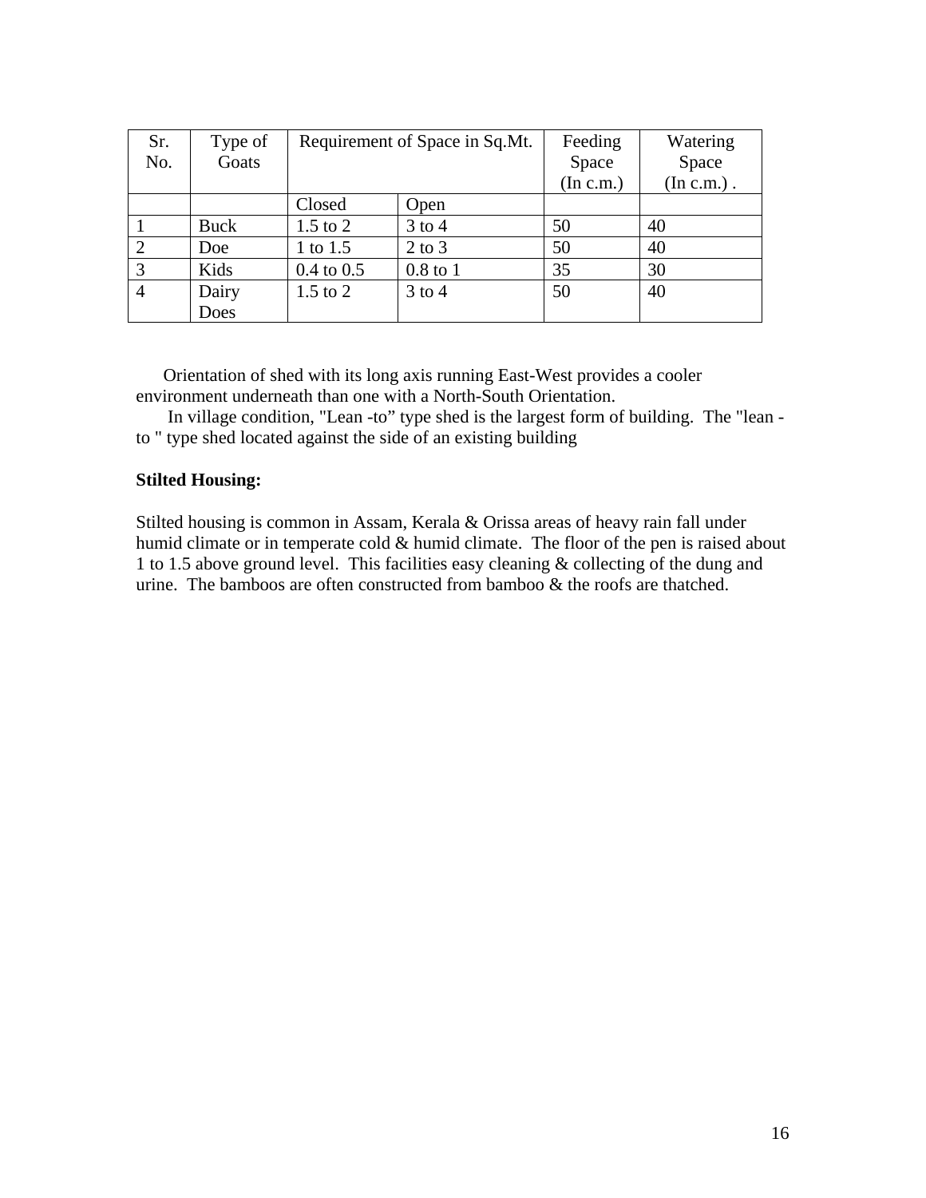| Sr. No. | Type of Goats | Requirement of Space in Sq.Mt. | | Feeding Space (In c.m.) | Watering Space (In c.m.) . |
|---|---|---|---|---|---|
| | | Closed | Open | | |
| 1 | Buck | 1.5 to 2 | 3 to 4 | 50 | 40 |
| 2 | Doe | 1 to 1.5 | 2 to 3 | 50 | 40 |
| 3 | Kids | 0.4 to 0.5 | 0.8 to 1 | 35 | 30 |
| 4 | Dairy Does | 1.5 to 2 | 3 to 4 | 50 | 40 |

Orientation of shed with its long axis running East-West provides a cooler environment underneath than one with a North-South Orientation.

In village condition, "Lean -to" type shed is the largest form of building. The "lean - to " type shed located against the side of an existing building

**Stilted Housing:**

Stilted housing is common in Assam, Kerala & Orissa areas of heavy rain fall under humid climate or in temperate cold & humid climate. The floor of the pen is raised about 1 to 1.5 above ground level. This facilities easy cleaning & collecting of the dung and urine. The bamboos are often constructed from bamboo & the roofs are thatched.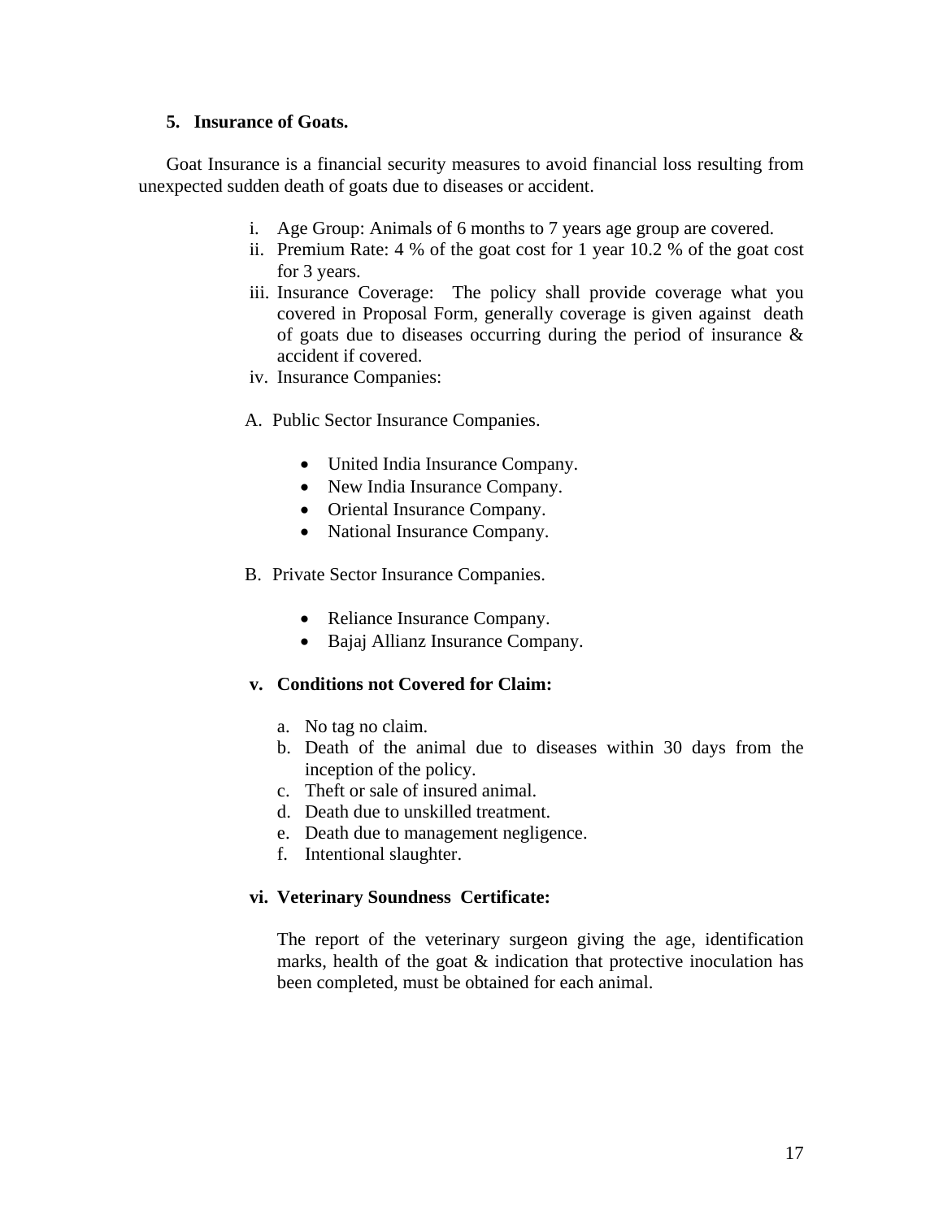## 5. Insurance of Goats.

Goat Insurance is a financial security measures to avoid financial loss resulting from unexpected sudden death of goats due to diseases or accident.

i. Age Group: Animals of 6 months to 7 years age group are covered.
ii. Premium Rate: 4 % of the goat cost for 1 year 10.2 % of the goat cost for 3 years.
iii. Insurance Coverage: The policy shall provide coverage what you covered in Proposal Form, generally coverage is given against death of goats due to diseases occurring during the period of insurance & accident if covered.
iv. Insurance Companies:

A. Public Sector Insurance Companies.

- United India Insurance Company.
- New India Insurance Company.
- Oriental Insurance Company.
- National Insurance Company.

B. Private Sector Insurance Companies.

- Reliance Insurance Company.
- Bajaj Allianz Insurance Company.

**v. Conditions not Covered for Claim:**

a. No tag no claim.
b. Death of the animal due to diseases within 30 days from the inception of the policy.
c. Theft or sale of insured animal.
d. Death due to unskilled treatment.
e. Death due to management negligence.
f. Intentional slaughter.

**vi. Veterinary Soundness Certificate:**

The report of the veterinary surgeon giving the age, identification marks, health of the goat & indication that protective inoculation has been completed, must be obtained for each animal.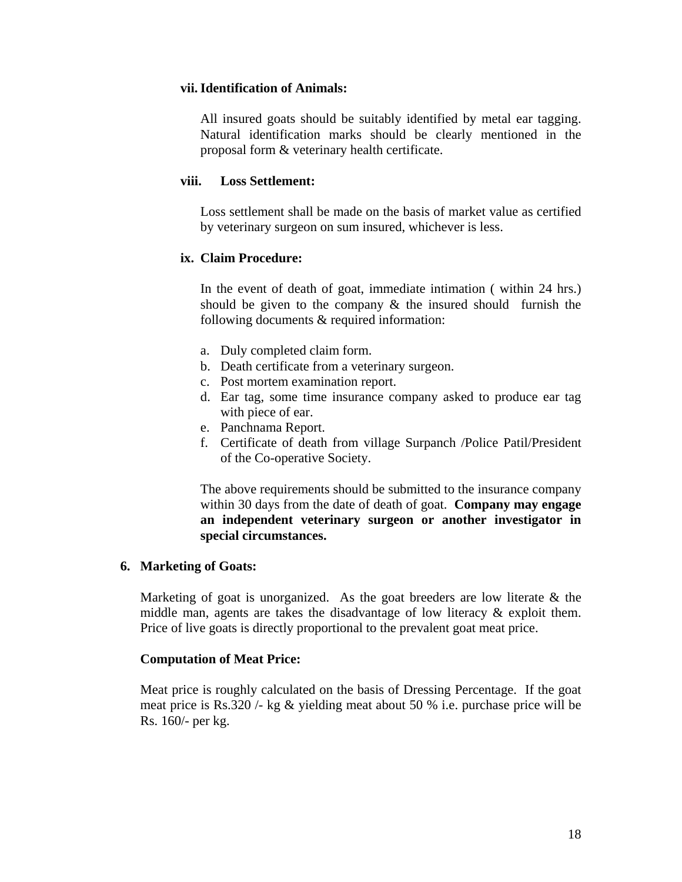**vii. Identification of Animals:**

All insured goats should be suitably identified by metal ear tagging. Natural identification marks should be clearly mentioned in the proposal form & veterinary health certificate.

**viii. Loss Settlement:**

Loss settlement shall be made on the basis of market value as certified by veterinary surgeon on sum insured, whichever is less.

**ix. Claim Procedure:**

In the event of death of goat, immediate intimation ( within 24 hrs.) should be given to the company & the insured should furnish the following documents & required information:

a. Duly completed claim form.
b. Death certificate from a veterinary surgeon.
c. Post mortem examination report.
d. Ear tag, some time insurance company asked to produce ear tag with piece of ear.
e. Panchnama Report.
f. Certificate of death from village Surpanch /Police Patil/President of the Co-operative Society.

The above requirements should be submitted to the insurance company within 30 days from the date of death of goat. **Company may engage an independent veterinary surgeon or another investigator in special circumstances.**

**6. Marketing of Goats:**

Marketing of goat is unorganized. As the goat breeders are low literate & the middle man, agents are takes the disadvantage of low literacy & exploit them. Price of live goats is directly proportional to the prevalent goat meat price.

**Computation of Meat Price:**

Meat price is roughly calculated on the basis of Dressing Percentage. If the goat meat price is Rs.320 /- kg & yielding meat about 50 % i.e. purchase price will be Rs. 160/- per kg.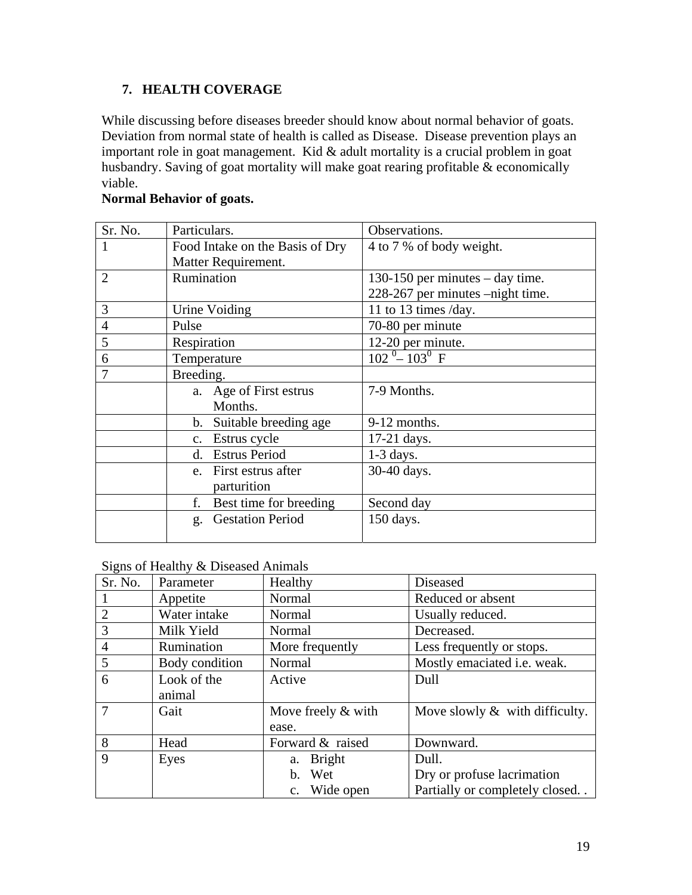## 7. HEALTH COVERAGE

While discussing before diseases breeder should know about normal behavior of goats. Deviation from normal state of health is called as Disease. Disease prevention plays an important role in goat management. Kid & adult mortality is a crucial problem in goat husbandry. Saving of goat mortality will make goat rearing profitable & economically viable.

**Normal Behavior of goats.**

| Sr. No. | Particulars. | Observations. |
|---|---|---|
| 1 | Food Intake on the Basis of Dry Matter Requirement. | 4 to 7 % of body weight. |
| 2 | Rumination | 130-150 per minutes – day time.<br>228-267 per minutes –night time. |
| 3 | Urine Voiding | 11 to 13 times /day. |
| 4 | Pulse | 70-80 per minute |
| 5 | Respiration | 12-20 per minute. |
| 6 | Temperature | $102^{0}$– $103^{0}$ F |
| 7 | Breeding. | |
| | a. Age of First estrus Months. | 7-9 Months. |
| | b. Suitable breeding age | 9-12 months. |
| | c. Estrus cycle | 17-21 days. |
| | d. Estrus Period | 1-3 days. |
| | e. First estrus after parturition | 30-40 days. |
| | f. Best time for breeding | Second day |
| | g. Gestation Period | 150 days. |

Signs of Healthy & Diseased Animals

| Sr. No. | Parameter | Healthy | Diseased |
|---|---|---|---|
| 1 | Appetite | Normal | Reduced or absent |
| 2 | Water intake | Normal | Usually reduced. |
| 3 | Milk Yield | Normal | Decreased. |
| 4 | Rumination | More frequently | Less frequently or stops. |
| 5 | Body condition | Normal | Mostly emaciated i.e. weak. |
| 6 | Look of the animal | Active | Dull |
| 7 | Gait | Move freely & with ease. | Move slowly & with difficulty. |
| 8 | Head | Forward & raised | Downward. |
| 9 | Eyes | a. Bright<br>b. Wet<br>c. Wide open | Dull.<br>Dry or profuse lacrimation<br>Partially or completely closed. . |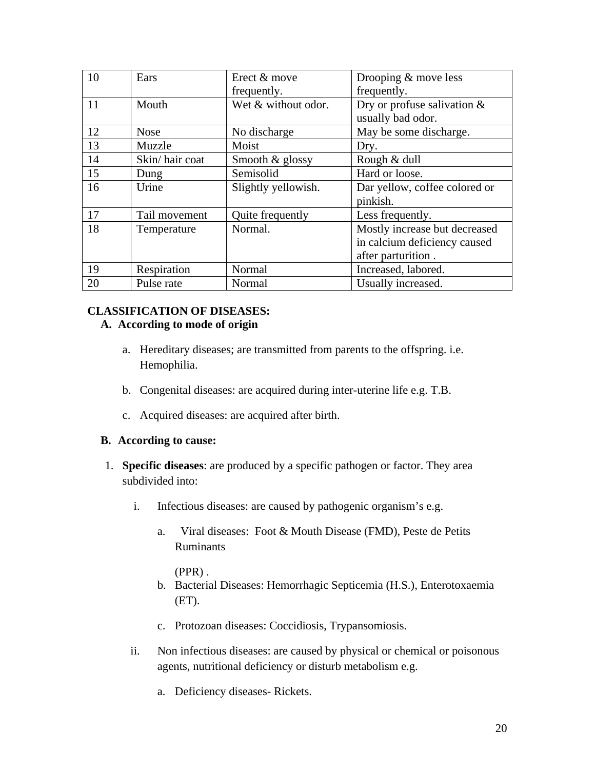| 10 | Ears | Erect & move frequently. | Drooping & move less frequently. |
|---|---|---|---|
| 11 | Mouth | Wet & without odor. | Dry or profuse salivation & usually bad odor. |
| 12 | Nose | No discharge | May be some discharge. |
| 13 | Muzzle | Moist | Dry. |
| 14 | Skin/ hair coat | Smooth & glossy | Rough & dull |
| 15 | Dung | Semisolid | Hard or loose. |
| 16 | Urine | Slightly yellowish. | Dar yellow, coffee colored or pinkish. |
| 17 | Tail movement | Quite frequently | Less frequently. |
| 18 | Temperature | Normal. | Mostly increase but decreased in calcium deficiency caused after parturition . |
| 19 | Respiration | Normal | Increased, labored. |
| 20 | Pulse rate | Normal | Usually increased. |

**CLASSIFICATION OF DISEASES:**

**A. According to mode of origin**

a. Hereditary diseases; are transmitted from parents to the offspring. i.e. Hemophilia.

b. Congenital diseases: are acquired during inter-uterine life e.g. T.B.

c. Acquired diseases: are acquired after birth.

**B. According to cause:**

1. **Specific diseases**: are produced by a specific pathogen or factor. They area subdivided into:

   i. Infectious diseases: are caused by pathogenic organism's e.g.

      a. Viral diseases: Foot & Mouth Disease (FMD), Peste de Petits Ruminants

         (PPR) .

      b. Bacterial Diseases: Hemorrhagic Septicemia (H.S.), Enterotoxaemia (ET).

      c. Protozoan diseases: Coccidiosis, Trypansomiosis.

   ii. Non infectious diseases: are caused by physical or chemical or poisonous agents, nutritional deficiency or disturb metabolism e.g.

      a. Deficiency diseases- Rickets.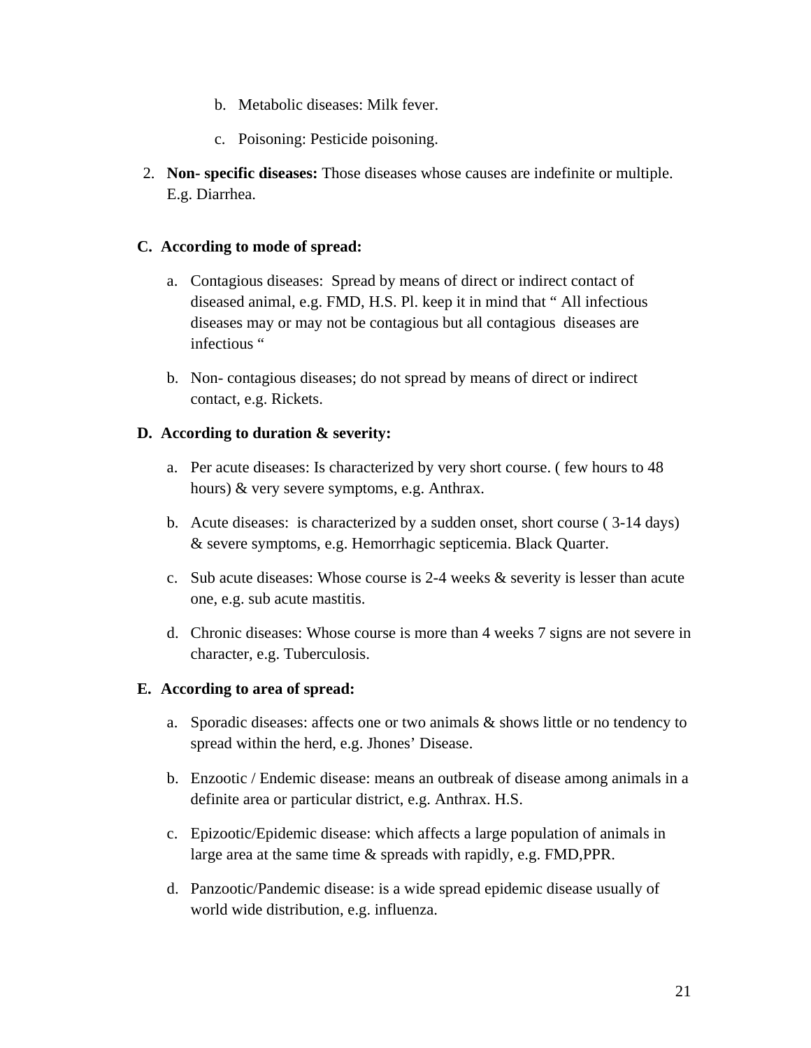b. Metabolic diseases: Milk fever.

c. Poisoning: Pesticide poisoning.

2. **Non- specific diseases:** Those diseases whose causes are indefinite or multiple. E.g. Diarrhea.

**C. According to mode of spread:**

a. Contagious diseases: Spread by means of direct or indirect contact of diseased animal, e.g. FMD, H.S. Pl. keep it in mind that " All infectious diseases may or may not be contagious but all contagious diseases are infectious "

b. Non- contagious diseases; do not spread by means of direct or indirect contact, e.g. Rickets.

**D. According to duration & severity:**

a. Per acute diseases: Is characterized by very short course. ( few hours to 48 hours) & very severe symptoms, e.g. Anthrax.

b. Acute diseases: is characterized by a sudden onset, short course ( 3-14 days) & severe symptoms, e.g. Hemorrhagic septicemia. Black Quarter.

c. Sub acute diseases: Whose course is 2-4 weeks & severity is lesser than acute one, e.g. sub acute mastitis.

d. Chronic diseases: Whose course is more than 4 weeks 7 signs are not severe in character, e.g. Tuberculosis.

**E. According to area of spread:**

a. Sporadic diseases: affects one or two animals & shows little or no tendency to spread within the herd, e.g. Jhones' Disease.

b. Enzootic / Endemic disease: means an outbreak of disease among animals in a definite area or particular district, e.g. Anthrax. H.S.

c. Epizootic/Epidemic disease: which affects a large population of animals in large area at the same time & spreads with rapidly, e.g. FMD,PPR.

d. Panzootic/Pandemic disease: is a wide spread epidemic disease usually of world wide distribution, e.g. influenza.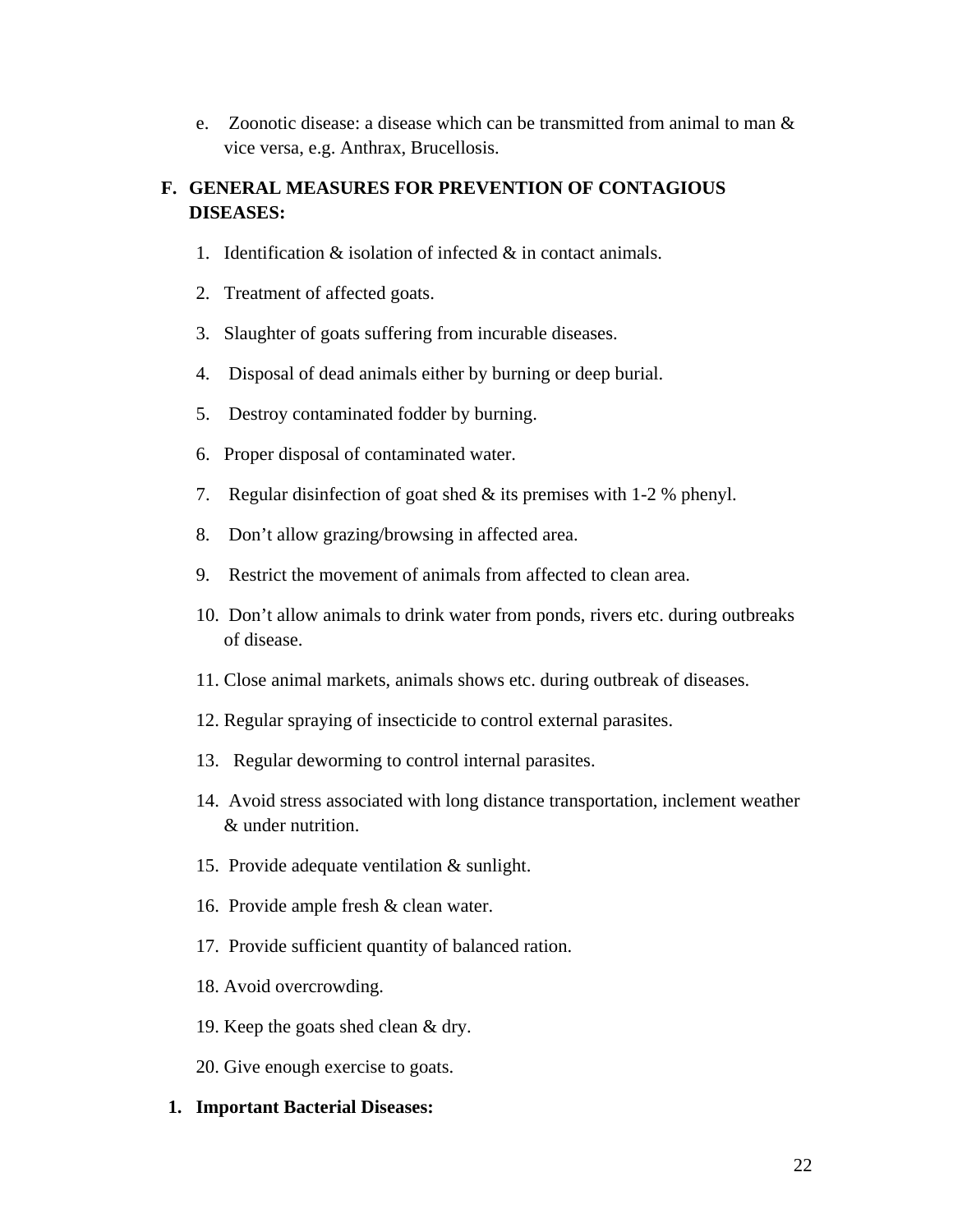e. Zoonotic disease: a disease which can be transmitted from animal to man & vice versa, e.g. Anthrax, Brucellosis.

## F. GENERAL MEASURES FOR PREVENTION OF CONTAGIOUS DISEASES:

1. Identification & isolation of infected & in contact animals.
2. Treatment of affected goats.
3. Slaughter of goats suffering from incurable diseases.
4. Disposal of dead animals either by burning or deep burial.
5. Destroy contaminated fodder by burning.
6. Proper disposal of contaminated water.
7. Regular disinfection of goat shed & its premises with 1-2 % phenyl.
8. Don't allow grazing/browsing in affected area.
9. Restrict the movement of animals from affected to clean area.
10. Don't allow animals to drink water from ponds, rivers etc. during outbreaks of disease.
11. Close animal markets, animals shows etc. during outbreak of diseases.
12. Regular spraying of insecticide to control external parasites.
13. Regular deworming to control internal parasites.
14. Avoid stress associated with long distance transportation, inclement weather & under nutrition.
15. Provide adequate ventilation & sunlight.
16. Provide ample fresh & clean water.
17. Provide sufficient quantity of balanced ration.
18. Avoid overcrowding.
19. Keep the goats shed clean & dry.
20. Give enough exercise to goats.

### 1. Important Bacterial Diseases: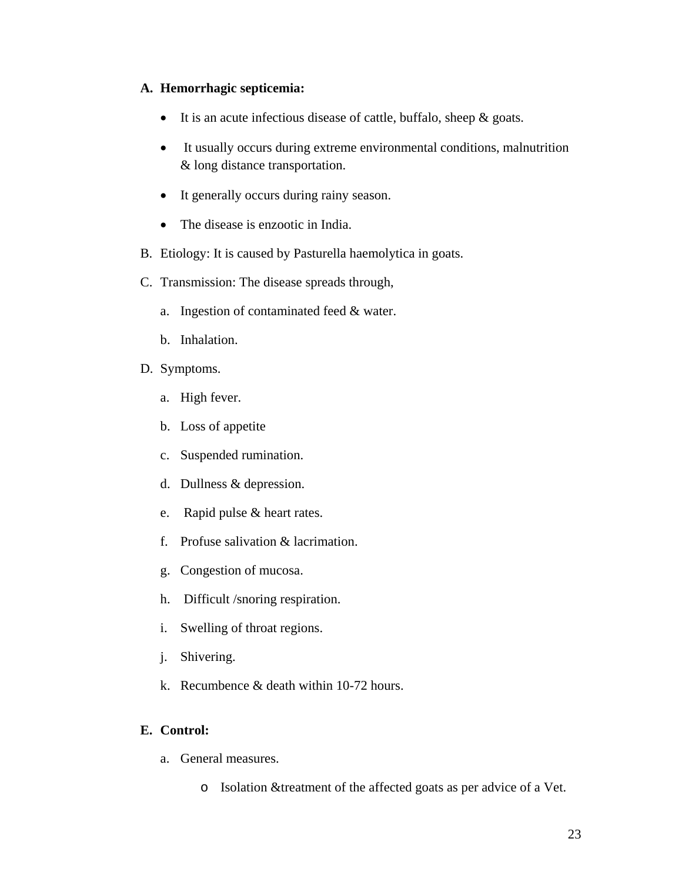A. **Hemorrhagic septicemia:**

- It is an acute infectious disease of cattle, buffalo, sheep & goats.
- It usually occurs during extreme environmental conditions, malnutrition & long distance transportation.
- It generally occurs during rainy season.
- The disease is enzootic in India.

B. Etiology: It is caused by Pasturella haemolytica in goats.

C. Transmission: The disease spreads through,

   a. Ingestion of contaminated feed & water.
   b. Inhalation.

D. Symptoms.

   a. High fever.
   b. Loss of appetite
   c. Suspended rumination.
   d. Dullness & depression.
   e. Rapid pulse & heart rates.
   f. Profuse salivation & lacrimation.
   g. Congestion of mucosa.
   h. Difficult /snoring respiration.
   i. Swelling of throat regions.
   j. Shivering.
   k. Recumbence & death within 10-72 hours.

E. **Control:**

   a. General measures.
      - Isolation &treatment of the affected goats as per advice of a Vet.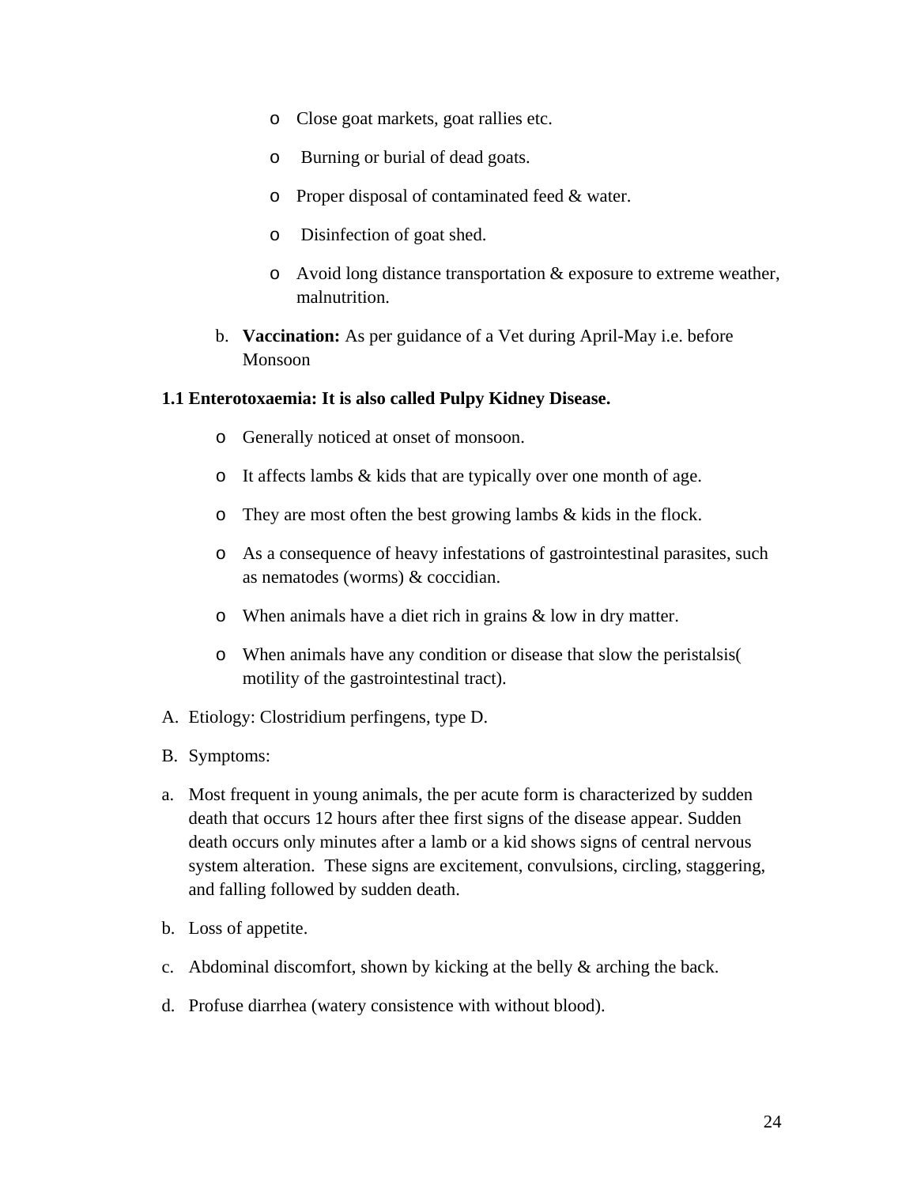- Close goat markets, goat rallies etc.
- Burning or burial of dead goats.
- Proper disposal of contaminated feed & water.
- Disinfection of goat shed.
- Avoid long distance transportation & exposure to extreme weather, malnutrition.

b. **Vaccination:** As per guidance of a Vet during April-May i.e. before Monsoon

**1.1 Enterotoxaemia: It is also called Pulpy Kidney Disease.**

- Generally noticed at onset of monsoon.
- It affects lambs & kids that are typically over one month of age.
- They are most often the best growing lambs & kids in the flock.
- As a consequence of heavy infestations of gastrointestinal parasites, such as nematodes (worms) & coccidian.
- When animals have a diet rich in grains & low in dry matter.
- When animals have any condition or disease that slow the peristalsis( motility of the gastrointestinal tract).

A. Etiology: Clostridium perfingens, type D.

B. Symptoms:

a. Most frequent in young animals, the per acute form is characterized by sudden death that occurs 12 hours after thee first signs of the disease appear. Sudden death occurs only minutes after a lamb or a kid shows signs of central nervous system alteration. These signs are excitement, convulsions, circling, staggering, and falling followed by sudden death.

b. Loss of appetite.

c. Abdominal discomfort, shown by kicking at the belly & arching the back.

d. Profuse diarrhea (watery consistence with without blood).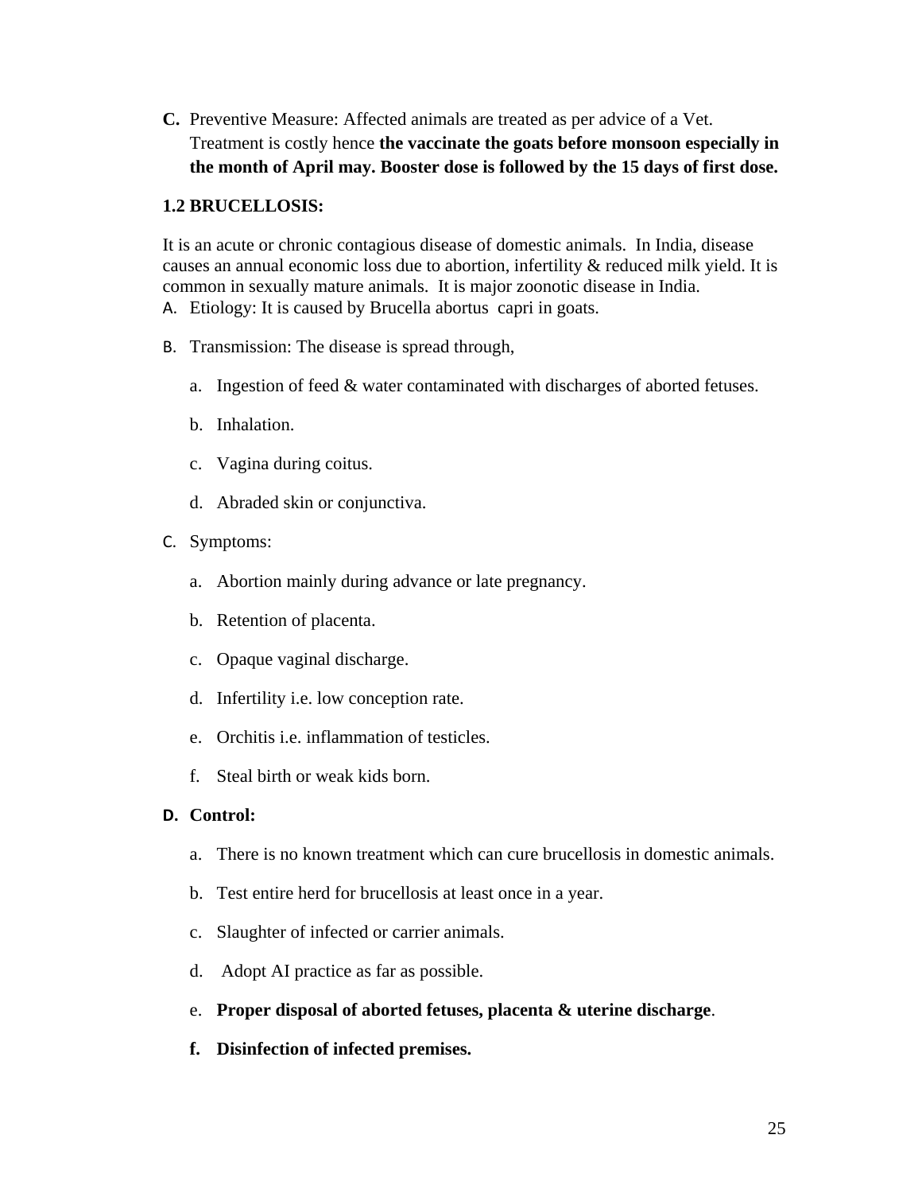**C.** Preventive Measure: Affected animals are treated as per advice of a Vet. Treatment is costly hence **the vaccinate the goats before monsoon especially in the month of April may. Booster dose is followed by the 15 days of first dose.**

### 1.2 BRUCELLOSIS:

It is an acute or chronic contagious disease of domestic animals. In India, disease causes an annual economic loss due to abortion, infertility & reduced milk yield. It is common in sexually mature animals. It is major zoonotic disease in India.

A. Etiology: It is caused by Brucella abortus capri in goats.

B. Transmission: The disease is spread through,

   a. Ingestion of feed & water contaminated with discharges of aborted fetuses.

   b. Inhalation.

   c. Vagina during coitus.

   d. Abraded skin or conjunctiva.

C. Symptoms:

   a. Abortion mainly during advance or late pregnancy.

   b. Retention of placenta.

   c. Opaque vaginal discharge.

   d. Infertility i.e. low conception rate.

   e. Orchitis i.e. inflammation of testicles.

   f. Steal birth or weak kids born.

**D. Control:**

   a. There is no known treatment which can cure brucellosis in domestic animals.

   b. Test entire herd for brucellosis at least once in a year.

   c. Slaughter of infected or carrier animals.

   d. Adopt AI practice as far as possible.

   e. **Proper disposal of aborted fetuses, placenta & uterine discharge**.

   **f. Disinfection of infected premises.**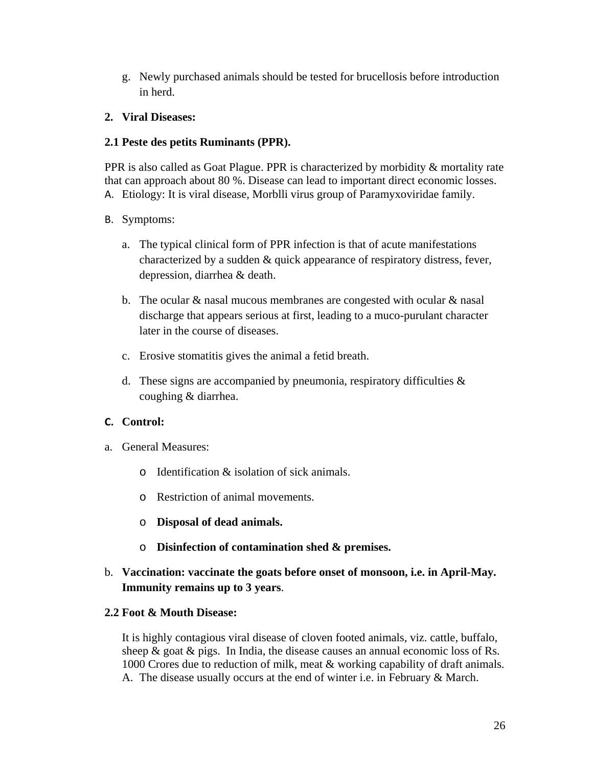g. Newly purchased animals should be tested for brucellosis before introduction in herd.

**2. Viral Diseases:**

**2.1 Peste des petits Ruminants (PPR).**

PPR is also called as Goat Plague. PPR is characterized by morbidity & mortality rate that can approach about 80 %. Disease can lead to important direct economic losses.

A. Etiology: It is viral disease, Morblli virus group of Paramyxoviridae family.

B. Symptoms:

   a. The typical clinical form of PPR infection is that of acute manifestations characterized by a sudden & quick appearance of respiratory distress, fever, depression, diarrhea & death.

   b. The ocular & nasal mucous membranes are congested with ocular & nasal discharge that appears serious at first, leading to a muco-purulant character later in the course of diseases.

   c. Erosive stomatitis gives the animal a fetid breath.

   d. These signs are accompanied by pneumonia, respiratory difficulties & coughing & diarrhea.

**C. Control:**

a. General Measures:

   - Identification & isolation of sick animals.
   - Restriction of animal movements.
   - **Disposal of dead animals.**
   - **Disinfection of contamination shed & premises.**

b. **Vaccination: vaccinate the goats before onset of monsoon, i.e. in April-May. Immunity remains up to 3 years**.

**2.2 Foot & Mouth Disease:**

It is highly contagious viral disease of cloven footed animals, viz. cattle, buffalo, sheep & goat & pigs. In India, the disease causes an annual economic loss of Rs. 1000 Crores due to reduction of milk, meat & working capability of draft animals.

A. The disease usually occurs at the end of winter i.e. in February & March.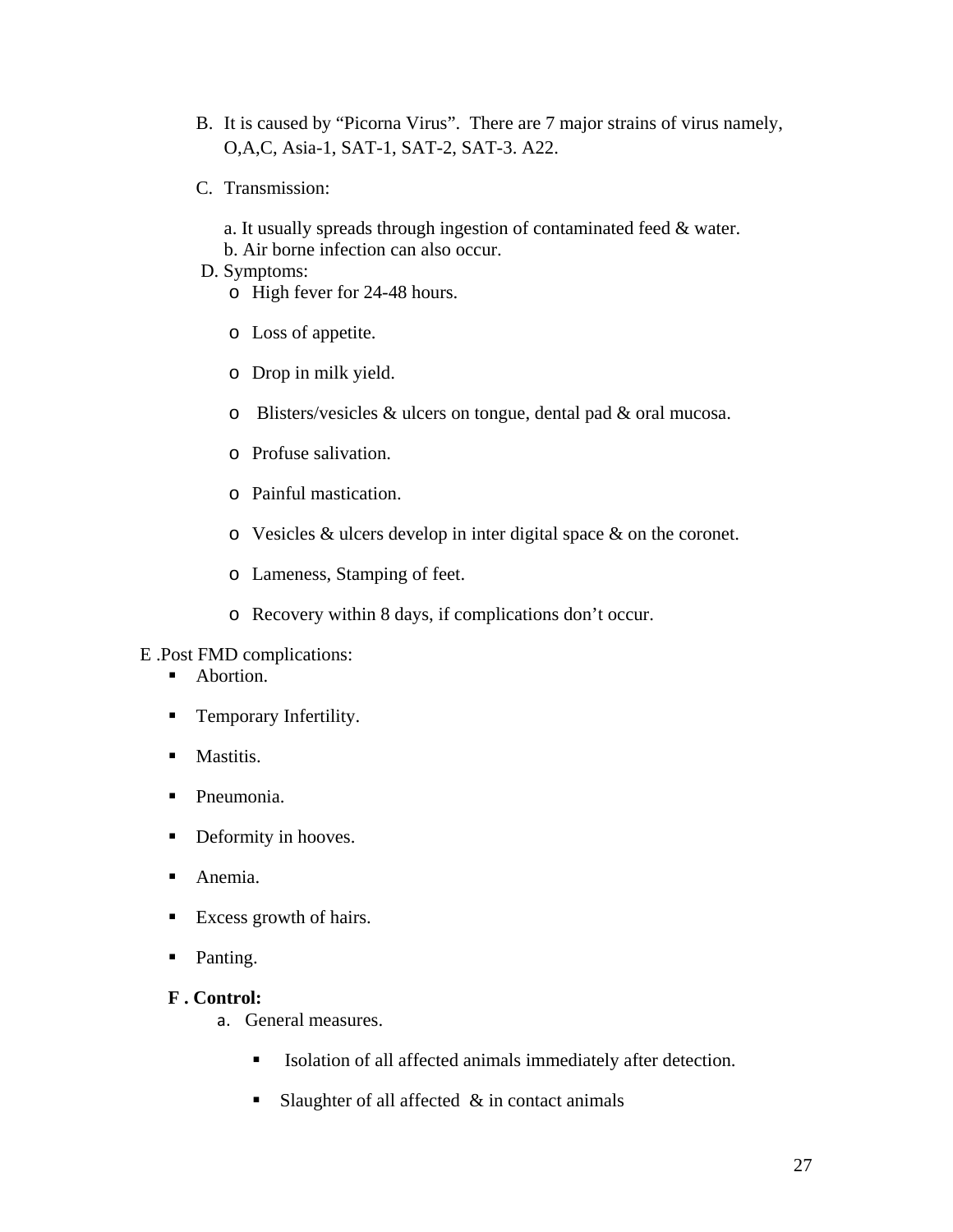B. It is caused by "Picorna Virus". There are 7 major strains of virus namely, O,A,C, Asia-1, SAT-1, SAT-2, SAT-3. A22.

C. Transmission:

a. It usually spreads through ingestion of contaminated feed & water.
b. Air borne infection can also occur.

D. Symptoms:

- High fever for 24-48 hours.
- Loss of appetite.
- Drop in milk yield.
- Blisters/vesicles & ulcers on tongue, dental pad & oral mucosa.
- Profuse salivation.
- Painful mastication.
- Vesicles & ulcers develop in inter digital space & on the coronet.
- Lameness, Stamping of feet.
- Recovery within 8 days, if complications don't occur.

E .Post FMD complications:

- Abortion.
- Temporary Infertility.
- Mastitis.
- Pneumonia.
- Deformity in hooves.
- Anemia.
- Excess growth of hairs.
- Panting.

**F . Control:**

a. General measures.

- Isolation of all affected animals immediately after detection.
- Slaughter of all affected & in contact animals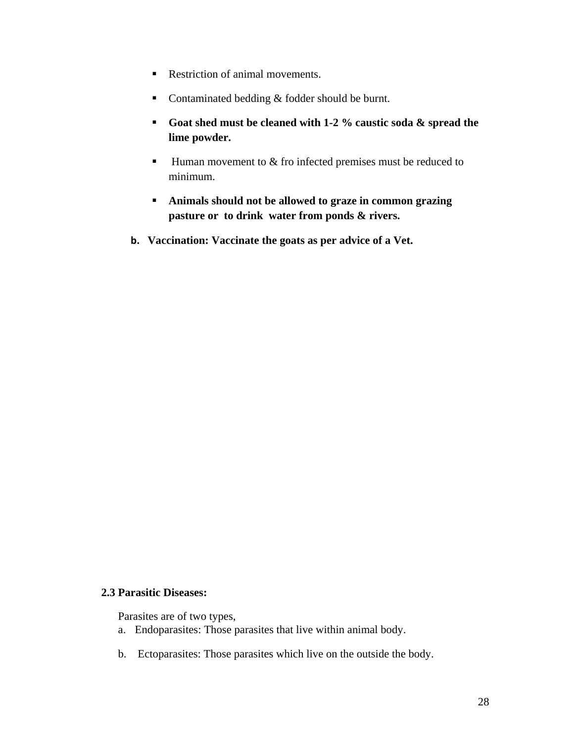- Restriction of animal movements.
- Contaminated bedding & fodder should be burnt.
- **Goat shed must be cleaned with 1-2 % caustic soda & spread the lime powder.**
- Human movement to & fro infected premises must be reduced to minimum.
- **Animals should not be allowed to graze in common grazing pasture or to drink water from ponds & rivers.**

**b. Vaccination: Vaccinate the goats as per advice of a Vet.**

### 2.3 Parasitic Diseases:

Parasites are of two types,

a. Endoparasites: Those parasites that live within animal body.

b. Ectoparasites: Those parasites which live on the outside the body.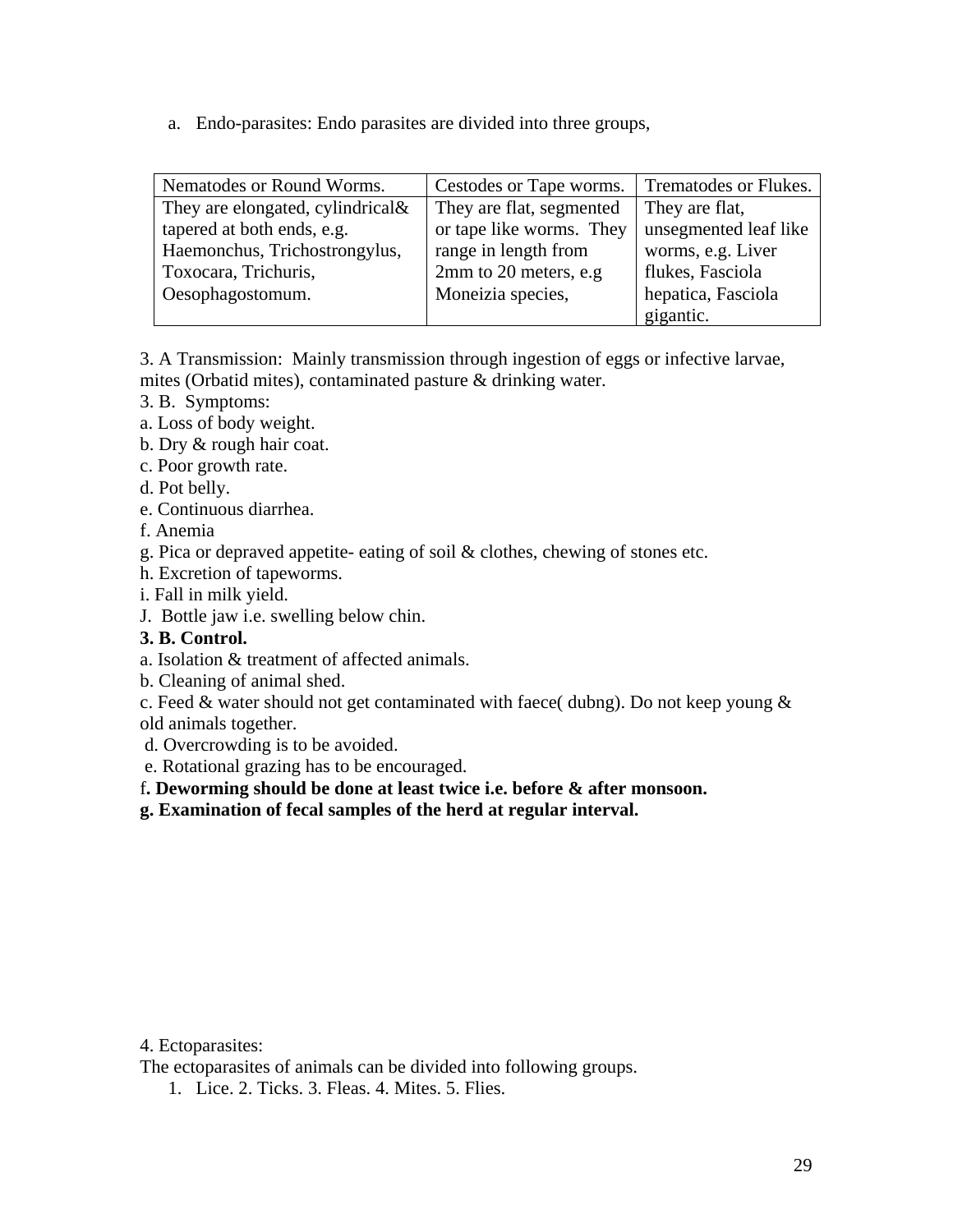a. Endo-parasites: Endo parasites are divided into three groups,

| Nematodes or Round Worms. | Cestodes or Tape worms. | Trematodes or Flukes. |
|---|---|---|
| They are elongated, cylindrical& tapered at both ends, e.g. Haemonchus, Trichostrongylus, Toxocara, Trichuris, Oesophagostomum. | They are flat, segmented or tape like worms. They range in length from 2mm to 20 meters, e.g Moneizia species, | They are flat, unsegmented leaf like worms, e.g. Liver flukes, Fasciola hepatica, Fasciola gigantic. |

3. A Transmission: Mainly transmission through ingestion of eggs or infective larvae, mites (Orbatid mites), contaminated pasture & drinking water.

3. B. Symptoms:

a. Loss of body weight.
b. Dry & rough hair coat.
c. Poor growth rate.
d. Pot belly.
e. Continuous diarrhea.
f. Anemia
g. Pica or depraved appetite- eating of soil & clothes, chewing of stones etc.
h. Excretion of tapeworms.
i. Fall in milk yield.
J. Bottle jaw i.e. swelling below chin.

**3. B. Control.**

a. Isolation & treatment of affected animals.
b. Cleaning of animal shed.
c. Feed & water should not get contaminated with faece( dubng). Do not keep young & old animals together.
d. Overcrowding is to be avoided.
e. Rotational grazing has to be encouraged.
f**. Deworming should be done at least twice i.e. before & after monsoon.**
**g. Examination of fecal samples of the herd at regular interval.**

4. Ectoparasites:

The ectoparasites of animals can be divided into following groups.

1. Lice. 2. Ticks. 3. Fleas. 4. Mites. 5. Flies.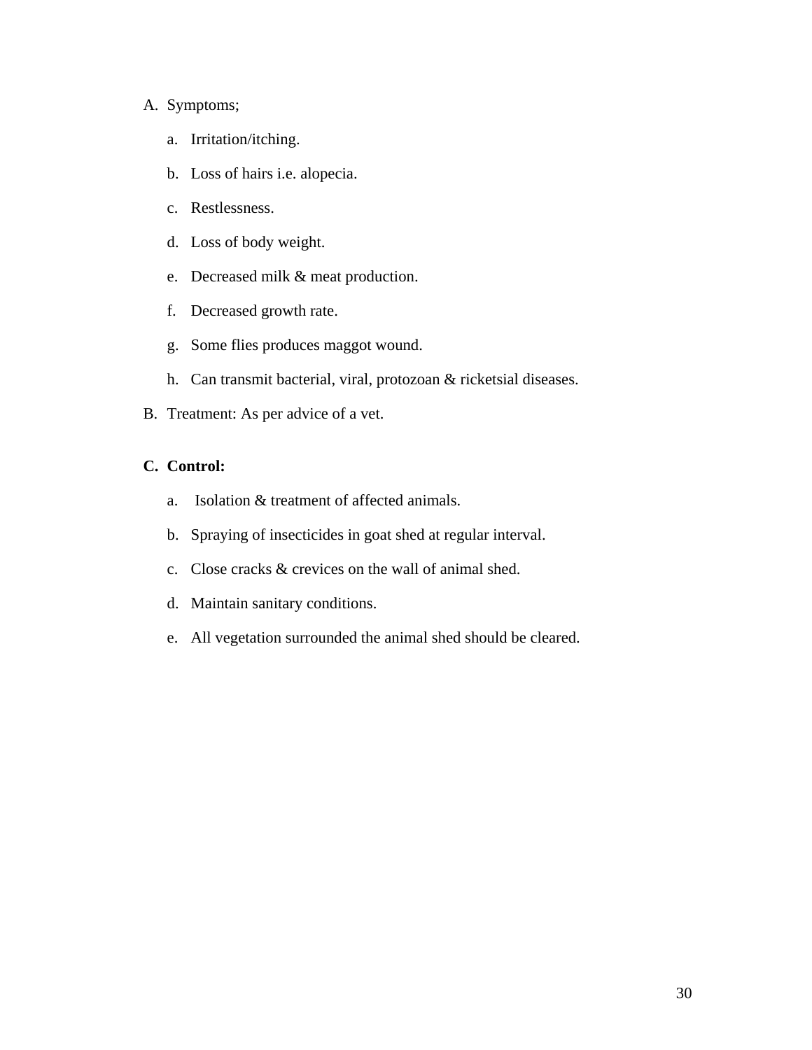A. Symptoms;

   a. Irritation/itching.

   b. Loss of hairs i.e. alopecia.

   c. Restlessness.

   d. Loss of body weight.

   e. Decreased milk & meat production.

   f. Decreased growth rate.

   g. Some flies produces maggot wound.

   h. Can transmit bacterial, viral, protozoan & ricketsial diseases.

B. Treatment: As per advice of a vet.

**C. Control:**

   a. Isolation & treatment of affected animals.

   b. Spraying of insecticides in goat shed at regular interval.

   c. Close cracks & crevices on the wall of animal shed.

   d. Maintain sanitary conditions.

   e. All vegetation surrounded the animal shed should be cleared.